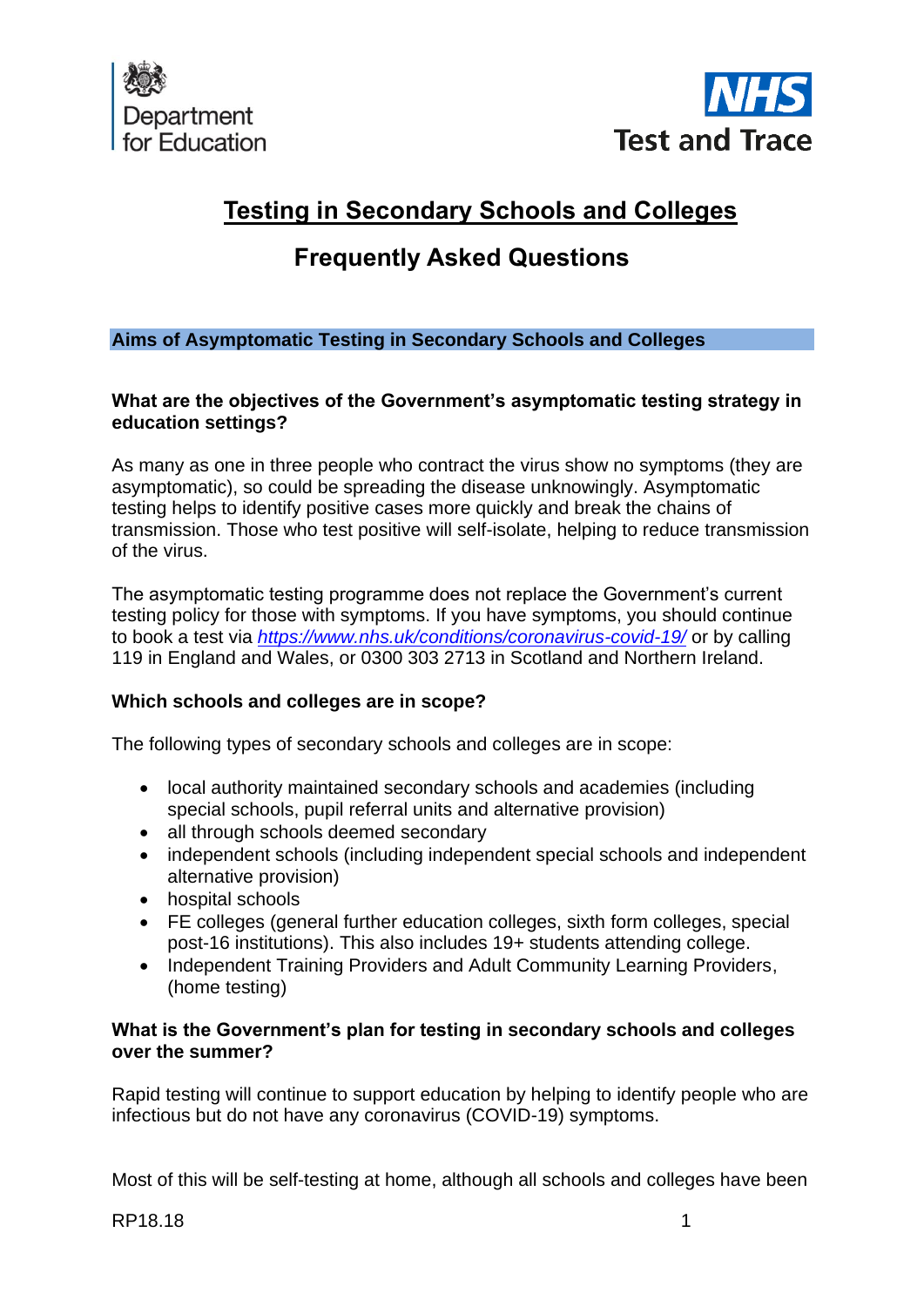Department for Education

NHS Test and Trace

# Testing in Secondary Schools and Colleges

## Frequently Asked Questions

### Aims of Asymptomatic Testing in Secondary Schools and Colleges

**What are the objectives of the Government's asymptomatic testing strategy in education settings?**

As many as one in three people who contract the virus show no symptoms (they are asymptomatic), so could be spreading the disease unknowingly. Asymptomatic testing helps to identify positive cases more quickly and break the chains of transmission. Those who test positive will self-isolate, helping to reduce transmission of the virus.

The asymptomatic testing programme does not replace the Government's current testing policy for those with symptoms. If you have symptoms, you should continue to book a test via *https://www.nhs.uk/conditions/coronavirus-covid-19/* or by calling 119 in England and Wales, or 0300 303 2713 in Scotland and Northern Ireland.

**Which schools and colleges are in scope?**

The following types of secondary schools and colleges are in scope:

- local authority maintained secondary schools and academies (including special schools, pupil referral units and alternative provision)
- all through schools deemed secondary
- independent schools (including independent special schools and independent alternative provision)
- hospital schools
- FE colleges (general further education colleges, sixth form colleges, special post-16 institutions). This also includes 19+ students attending college.
- Independent Training Providers and Adult Community Learning Providers, (home testing)

**What is the Government's plan for testing in secondary schools and colleges over the summer?**

Rapid testing will continue to support education by helping to identify people who are infectious but do not have any coronavirus (COVID-19) symptoms.

Most of this will be self-testing at home, although all schools and colleges have been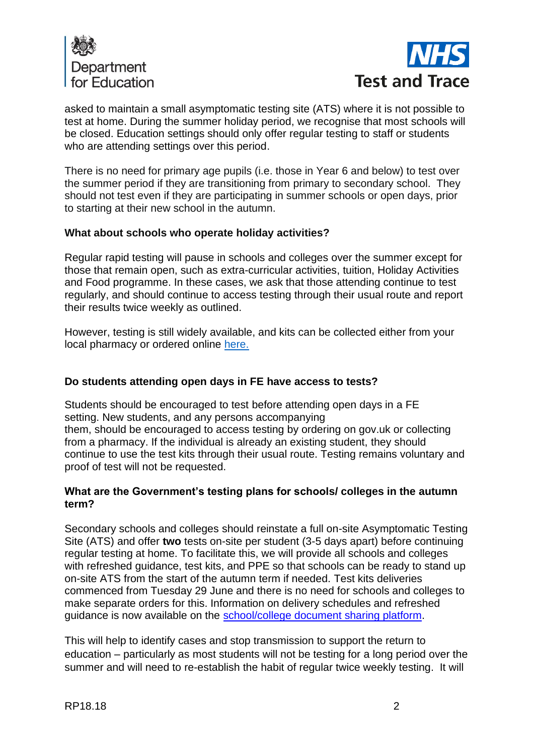asked to maintain a small asymptomatic testing site (ATS) where it is not possible to test at home. During the summer holiday period, we recognise that most schools will be closed. Education settings should only offer regular testing to staff or students who are attending settings over this period.

There is no need for primary age pupils (i.e. those in Year 6 and below) to test over the summer period if they are transitioning from primary to secondary school. They should not test even if they are participating in summer schools or open days, prior to starting at their new school in the autumn.

**What about schools who operate holiday activities?**

Regular rapid testing will pause in schools and colleges over the summer except for those that remain open, such as extra-curricular activities, tuition, Holiday Activities and Food programme. In these cases, we ask that those attending continue to test regularly, and should continue to access testing through their usual route and report their results twice weekly as outlined.

However, testing is still widely available, and kits can be collected either from your local pharmacy or ordered online [here.]()

**Do students attending open days in FE have access to tests?**

Students should be encouraged to test before attending open days in a FE setting. New students, and any persons accompanying them, should be encouraged to access testing by ordering on gov.uk or collecting from a pharmacy. If the individual is already an existing student, they should continue to use the test kits through their usual route. Testing remains voluntary and proof of test will not be requested.

**What are the Government's testing plans for schools/ colleges in the autumn term?**

Secondary schools and colleges should reinstate a full on-site Asymptomatic Testing Site (ATS) and offer **two** tests on-site per student (3-5 days apart) before continuing regular testing at home. To facilitate this, we will provide all schools and colleges with refreshed guidance, test kits, and PPE so that schools can be ready to stand up on-site ATS from the start of the autumn term if needed. Test kits deliveries commenced from Tuesday 29 June and there is no need for schools and colleges to make separate orders for this. Information on delivery schedules and refreshed guidance is now available on the [school/college document sharing platform]().

This will help to identify cases and stop transmission to support the return to education – particularly as most students will not be testing for a long period over the summer and will need to re-establish the habit of regular twice weekly testing. It will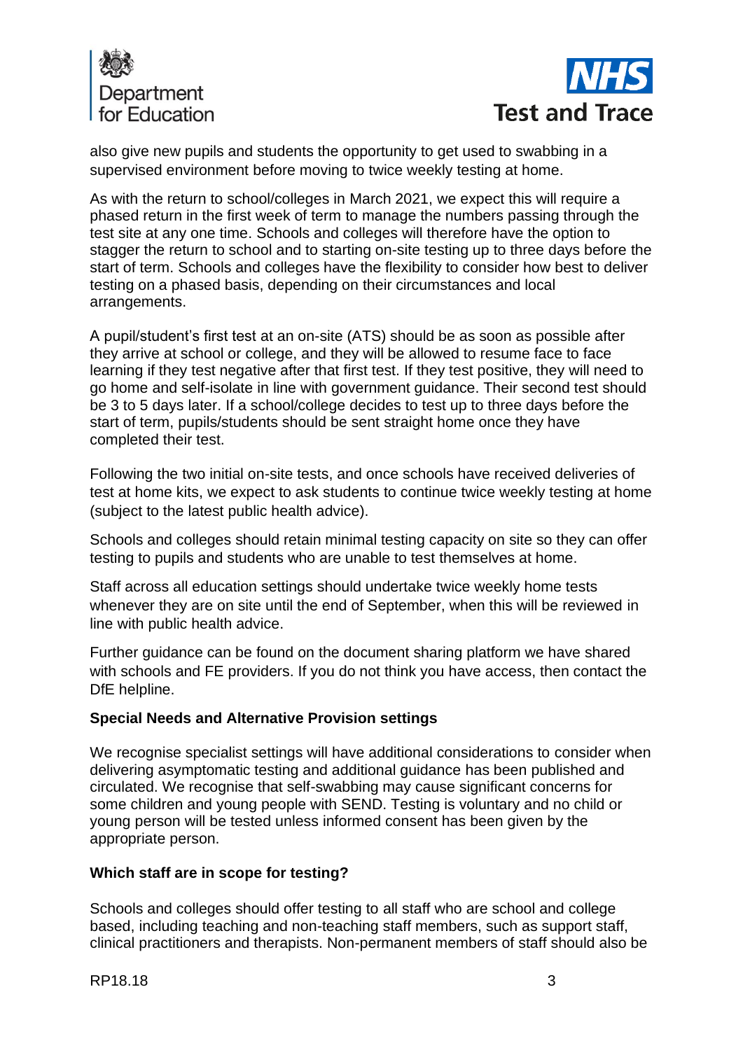also give new pupils and students the opportunity to get used to swabbing in a supervised environment before moving to twice weekly testing at home.

As with the return to school/colleges in March 2021, we expect this will require a phased return in the first week of term to manage the numbers passing through the test site at any one time. Schools and colleges will therefore have the option to stagger the return to school and to starting on-site testing up to three days before the start of term. Schools and colleges have the flexibility to consider how best to deliver testing on a phased basis, depending on their circumstances and local arrangements.

A pupil/student's first test at an on-site (ATS) should be as soon as possible after they arrive at school or college, and they will be allowed to resume face to face learning if they test negative after that first test. If they test positive, they will need to go home and self-isolate in line with government guidance. Their second test should be 3 to 5 days later. If a school/college decides to test up to three days before the start of term, pupils/students should be sent straight home once they have completed their test.

Following the two initial on-site tests, and once schools have received deliveries of test at home kits, we expect to ask students to continue twice weekly testing at home (subject to the latest public health advice).

Schools and colleges should retain minimal testing capacity on site so they can offer testing to pupils and students who are unable to test themselves at home.

Staff across all education settings should undertake twice weekly home tests whenever they are on site until the end of September, when this will be reviewed in line with public health advice.

Further guidance can be found on the document sharing platform we have shared with schools and FE providers. If you do not think you have access, then contact the DfE helpline.

**Special Needs and Alternative Provision settings**

We recognise specialist settings will have additional considerations to consider when delivering asymptomatic testing and additional guidance has been published and circulated. We recognise that self-swabbing may cause significant concerns for some children and young people with SEND. Testing is voluntary and no child or young person will be tested unless informed consent has been given by the appropriate person.

**Which staff are in scope for testing?**

Schools and colleges should offer testing to all staff who are school and college based, including teaching and non-teaching staff members, such as support staff, clinical practitioners and therapists. Non-permanent members of staff should also be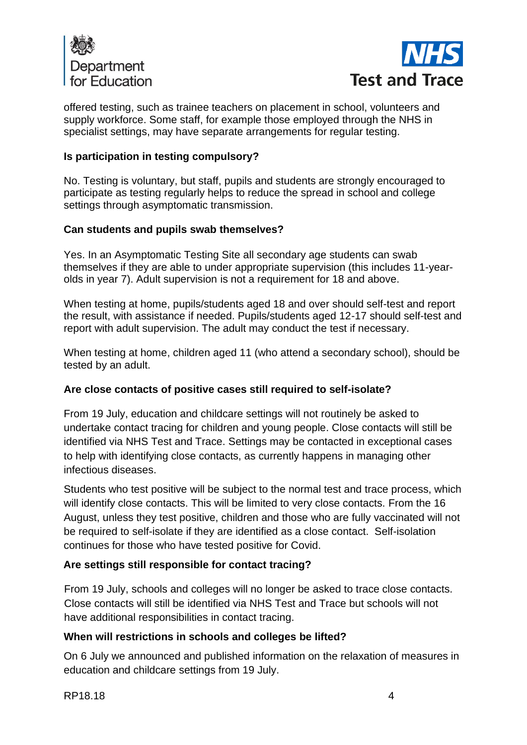offered testing, such as trainee teachers on placement in school, volunteers and supply workforce. Some staff, for example those employed through the NHS in specialist settings, may have separate arrangements for regular testing.

**Is participation in testing compulsory?**

No. Testing is voluntary, but staff, pupils and students are strongly encouraged to participate as testing regularly helps to reduce the spread in school and college settings through asymptomatic transmission.

**Can students and pupils swab themselves?**

Yes. In an Asymptomatic Testing Site all secondary age students can swab themselves if they are able to under appropriate supervision (this includes 11-year-olds in year 7). Adult supervision is not a requirement for 18 and above.

When testing at home, pupils/students aged 18 and over should self-test and report the result, with assistance if needed. Pupils/students aged 12-17 should self-test and report with adult supervision. The adult may conduct the test if necessary.

When testing at home, children aged 11 (who attend a secondary school), should be tested by an adult.

**Are close contacts of positive cases still required to self-isolate?**

From 19 July, education and childcare settings will not routinely be asked to undertake contact tracing for children and young people. Close contacts will still be identified via NHS Test and Trace. Settings may be contacted in exceptional cases to help with identifying close contacts, as currently happens in managing other infectious diseases.

Students who test positive will be subject to the normal test and trace process, which will identify close contacts. This will be limited to very close contacts. From the 16 August, unless they test positive, children and those who are fully vaccinated will not be required to self-isolate if they are identified as a close contact. Self-isolation continues for those who have tested positive for Covid.

**Are settings still responsible for contact tracing?**

From 19 July, schools and colleges will no longer be asked to trace close contacts. Close contacts will still be identified via NHS Test and Trace but schools will not have additional responsibilities in contact tracing.

**When will restrictions in schools and colleges be lifted?**

On 6 July we announced and published information on the relaxation of measures in education and childcare settings from 19 July.

RP18.18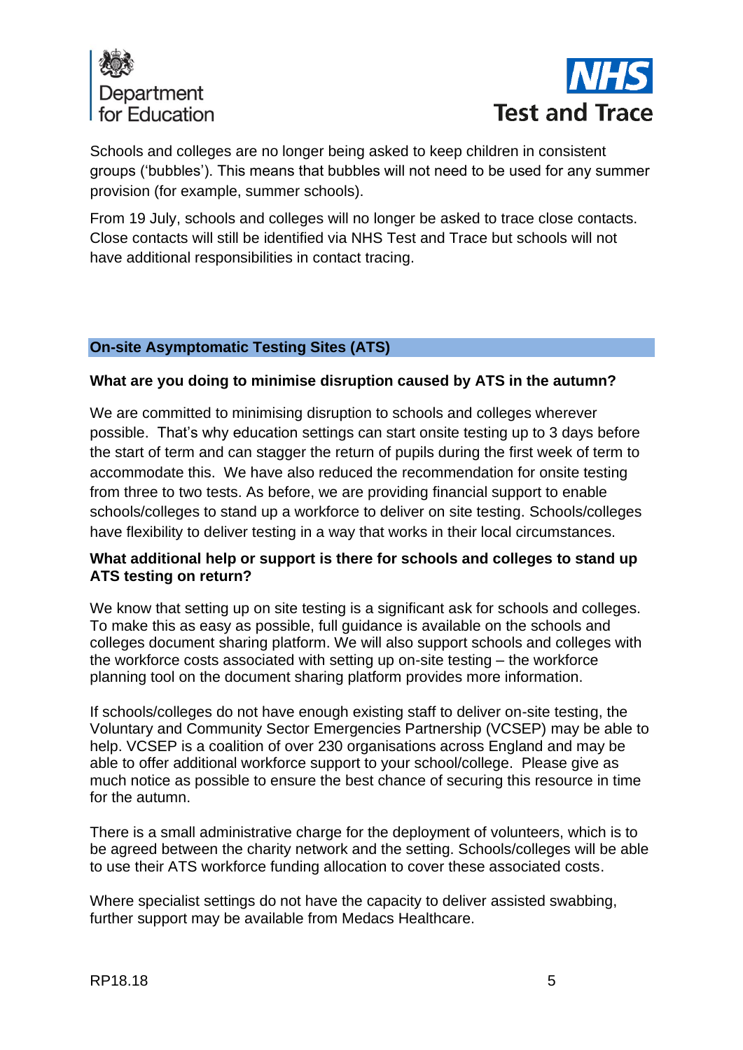Schools and colleges are no longer being asked to keep children in consistent groups ('bubbles'). This means that bubbles will not need to be used for any summer provision (for example, summer schools).

From 19 July, schools and colleges will no longer be asked to trace close contacts. Close contacts will still be identified via NHS Test and Trace but schools will not have additional responsibilities in contact tracing.

## On-site Asymptomatic Testing Sites (ATS)

### What are you doing to minimise disruption caused by ATS in the autumn?

We are committed to minimising disruption to schools and colleges wherever possible. That's why education settings can start onsite testing up to 3 days before the start of term and can stagger the return of pupils during the first week of term to accommodate this. We have also reduced the recommendation for onsite testing from three to two tests. As before, we are providing financial support to enable schools/colleges to stand up a workforce to deliver on site testing. Schools/colleges have flexibility to deliver testing in a way that works in their local circumstances.

### What additional help or support is there for schools and colleges to stand up ATS testing on return?

We know that setting up on site testing is a significant ask for schools and colleges. To make this as easy as possible, full guidance is available on the schools and colleges document sharing platform. We will also support schools and colleges with the workforce costs associated with setting up on-site testing – the workforce planning tool on the document sharing platform provides more information.

If schools/colleges do not have enough existing staff to deliver on-site testing, the Voluntary and Community Sector Emergencies Partnership (VCSEP) may be able to help. VCSEP is a coalition of over 230 organisations across England and may be able to offer additional workforce support to your school/college. Please give as much notice as possible to ensure the best chance of securing this resource in time for the autumn.

There is a small administrative charge for the deployment of volunteers, which is to be agreed between the charity network and the setting. Schools/colleges will be able to use their ATS workforce funding allocation to cover these associated costs.

Where specialist settings do not have the capacity to deliver assisted swabbing, further support may be available from Medacs Healthcare.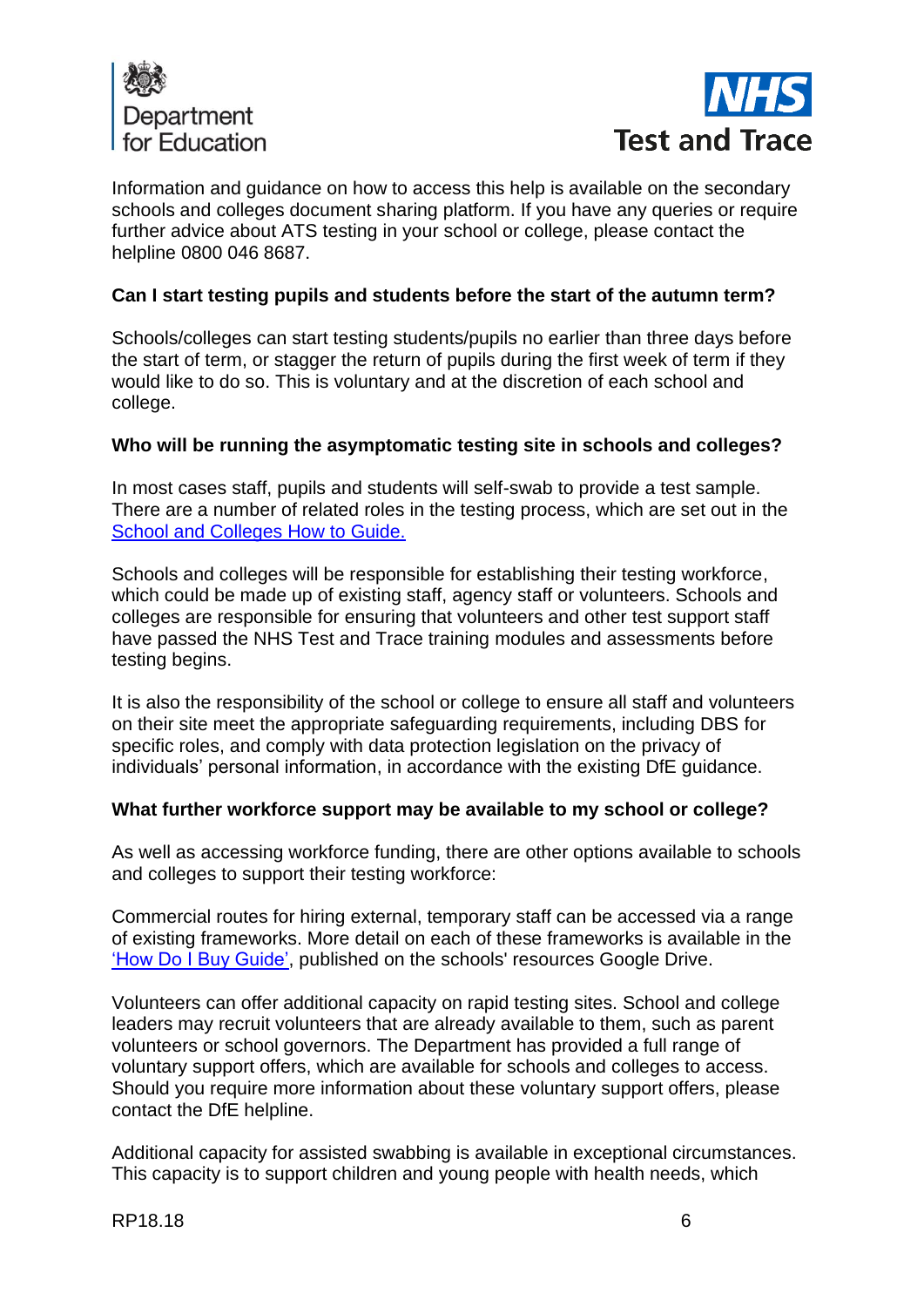Information and guidance on how to access this help is available on the secondary schools and colleges document sharing platform. If you have any queries or require further advice about ATS testing in your school or college, please contact the helpline 0800 046 8687.

**Can I start testing pupils and students before the start of the autumn term?**

Schools/colleges can start testing students/pupils no earlier than three days before the start of term, or stagger the return of pupils during the first week of term if they would like to do so. This is voluntary and at the discretion of each school and college.

**Who will be running the asymptomatic testing site in schools and colleges?**

In most cases staff, pupils and students will self-swab to provide a test sample. There are a number of related roles in the testing process, which are set out in the School and Colleges How to Guide.

Schools and colleges will be responsible for establishing their testing workforce, which could be made up of existing staff, agency staff or volunteers. Schools and colleges are responsible for ensuring that volunteers and other test support staff have passed the NHS Test and Trace training modules and assessments before testing begins.

It is also the responsibility of the school or college to ensure all staff and volunteers on their site meet the appropriate safeguarding requirements, including DBS for specific roles, and comply with data protection legislation on the privacy of individuals' personal information, in accordance with the existing DfE guidance.

**What further workforce support may be available to my school or college?**

As well as accessing workforce funding, there are other options available to schools and colleges to support their testing workforce:

Commercial routes for hiring external, temporary staff can be accessed via a range of existing frameworks. More detail on each of these frameworks is available in the 'How Do I Buy Guide', published on the schools' resources Google Drive.

Volunteers can offer additional capacity on rapid testing sites. School and college leaders may recruit volunteers that are already available to them, such as parent volunteers or school governors. The Department has provided a full range of voluntary support offers, which are available for schools and colleges to access. Should you require more information about these voluntary support offers, please contact the DfE helpline.

Additional capacity for assisted swabbing is available in exceptional circumstances. This capacity is to support children and young people with health needs, which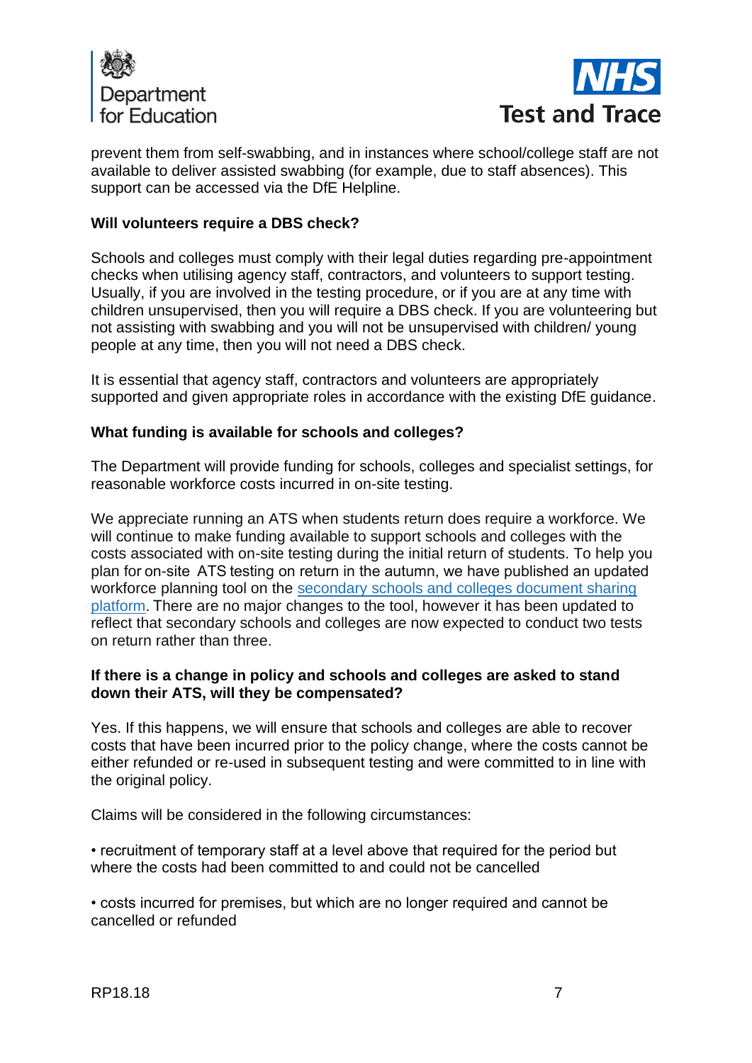prevent them from self-swabbing, and in instances where school/college staff are not available to deliver assisted swabbing (for example, due to staff absences). This support can be accessed via the DfE Helpline.

**Will volunteers require a DBS check?**

Schools and colleges must comply with their legal duties regarding pre-appointment checks when utilising agency staff, contractors, and volunteers to support testing. Usually, if you are involved in the testing procedure, or if you are at any time with children unsupervised, then you will require a DBS check. If you are volunteering but not assisting with swabbing and you will not be unsupervised with children/ young people at any time, then you will not need a DBS check.

It is essential that agency staff, contractors and volunteers are appropriately supported and given appropriate roles in accordance with the existing DfE guidance.

**What funding is available for schools and colleges?**

The Department will provide funding for schools, colleges and specialist settings, for reasonable workforce costs incurred in on-site testing.

We appreciate running an ATS when students return does require a workforce. We will continue to make funding available to support schools and colleges with the costs associated with on-site testing during the initial return of students. To help you plan for on-site ATS testing on return in the autumn, we have published an updated workforce planning tool on the [secondary schools and colleges document sharing platform](). There are no major changes to the tool, however it has been updated to reflect that secondary schools and colleges are now expected to conduct two tests on return rather than three.

**If there is a change in policy and schools and colleges are asked to stand down their ATS, will they be compensated?**

Yes. If this happens, we will ensure that schools and colleges are able to recover costs that have been incurred prior to the policy change, where the costs cannot be either refunded or re-used in subsequent testing and were committed to in line with the original policy.

Claims will be considered in the following circumstances:

- recruitment of temporary staff at a level above that required for the period but where the costs had been committed to and could not be cancelled
- costs incurred for premises, but which are no longer required and cannot be cancelled or refunded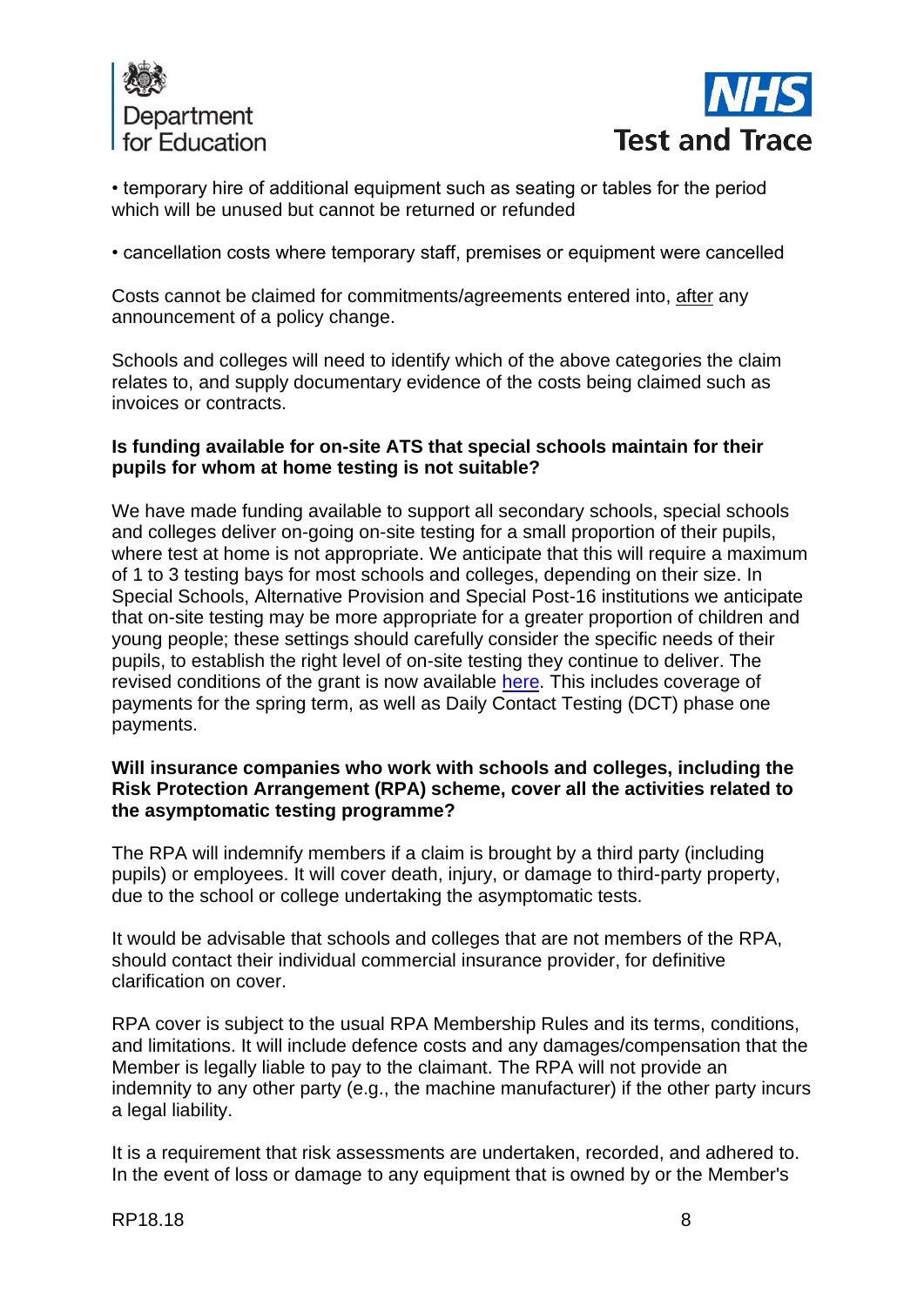• temporary hire of additional equipment such as seating or tables for the period which will be unused but cannot be returned or refunded

• cancellation costs where temporary staff, premises or equipment were cancelled

Costs cannot be claimed for commitments/agreements entered into, after any announcement of a policy change.

Schools and colleges will need to identify which of the above categories the claim relates to, and supply documentary evidence of the costs being claimed such as invoices or contracts.

**Is funding available for on-site ATS that special schools maintain for their pupils for whom at home testing is not suitable?**

We have made funding available to support all secondary schools, special schools and colleges deliver on-going on-site testing for a small proportion of their pupils, where test at home is not appropriate. We anticipate that this will require a maximum of 1 to 3 testing bays for most schools and colleges, depending on their size. In Special Schools, Alternative Provision and Special Post-16 institutions we anticipate that on-site testing may be more appropriate for a greater proportion of children and young people; these settings should carefully consider the specific needs of their pupils, to establish the right level of on-site testing they continue to deliver. The revised conditions of the grant is now available here. This includes coverage of payments for the spring term, as well as Daily Contact Testing (DCT) phase one payments.

**Will insurance companies who work with schools and colleges, including the Risk Protection Arrangement (RPA) scheme, cover all the activities related to the asymptomatic testing programme?**

The RPA will indemnify members if a claim is brought by a third party (including pupils) or employees. It will cover death, injury, or damage to third-party property, due to the school or college undertaking the asymptomatic tests.

It would be advisable that schools and colleges that are not members of the RPA, should contact their individual commercial insurance provider, for definitive clarification on cover.

RPA cover is subject to the usual RPA Membership Rules and its terms, conditions, and limitations. It will include defence costs and any damages/compensation that the Member is legally liable to pay to the claimant. The RPA will not provide an indemnity to any other party (e.g., the machine manufacturer) if the other party incurs a legal liability.

It is a requirement that risk assessments are undertaken, recorded, and adhered to. In the event of loss or damage to any equipment that is owned by or the Member's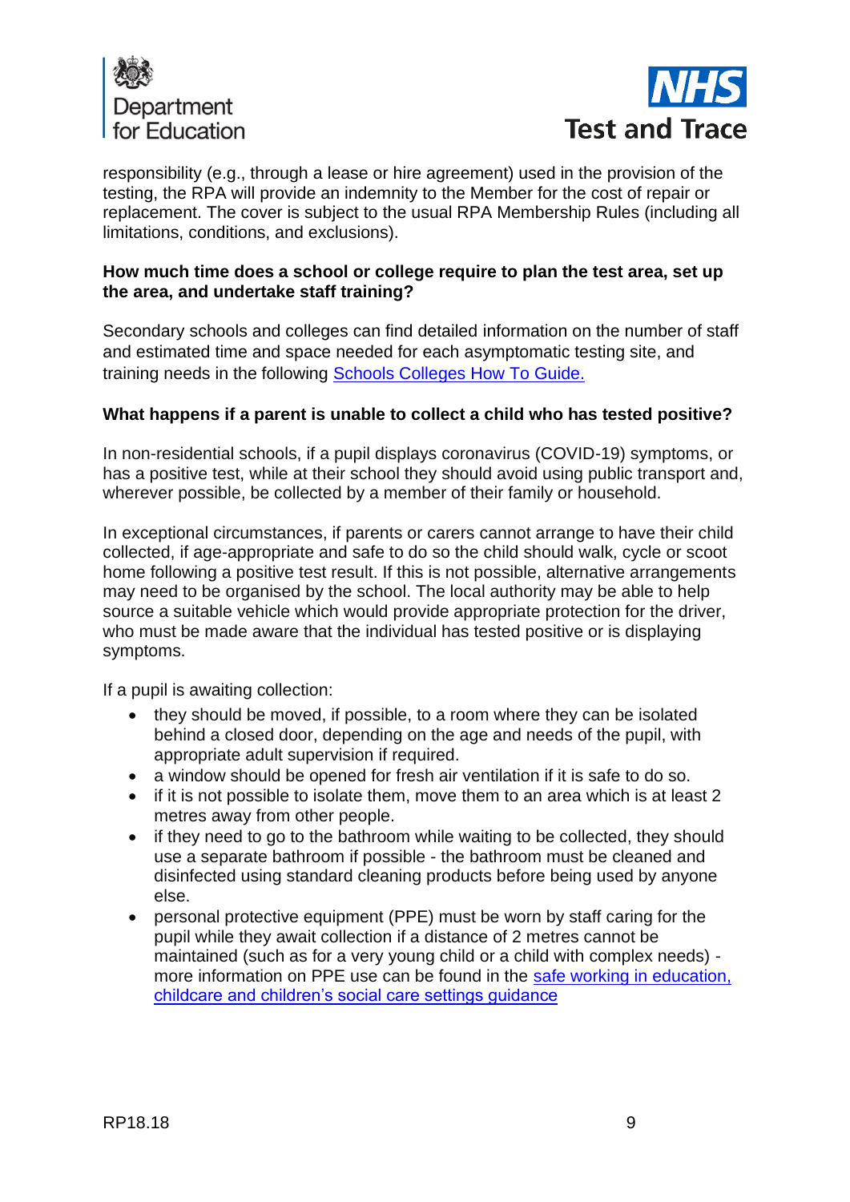responsibility (e.g., through a lease or hire agreement) used in the provision of the testing, the RPA will provide an indemnity to the Member for the cost of repair or replacement. The cover is subject to the usual RPA Membership Rules (including all limitations, conditions, and exclusions).

**How much time does a school or college require to plan the test area, set up the area, and undertake staff training?**

Secondary schools and colleges can find detailed information on the number of staff and estimated time and space needed for each asymptomatic testing site, and training needs in the following [Schools Colleges How To Guide.](#)

**What happens if a parent is unable to collect a child who has tested positive?**

In non-residential schools, if a pupil displays coronavirus (COVID-19) symptoms, or has a positive test, while at their school they should avoid using public transport and, wherever possible, be collected by a member of their family or household.

In exceptional circumstances, if parents or carers cannot arrange to have their child collected, if age-appropriate and safe to do so the child should walk, cycle or scoot home following a positive test result. If this is not possible, alternative arrangements may need to be organised by the school. The local authority may be able to help source a suitable vehicle which would provide appropriate protection for the driver, who must be made aware that the individual has tested positive or is displaying symptoms.

If a pupil is awaiting collection:

- they should be moved, if possible, to a room where they can be isolated behind a closed door, depending on the age and needs of the pupil, with appropriate adult supervision if required.
- a window should be opened for fresh air ventilation if it is safe to do so.
- if it is not possible to isolate them, move them to an area which is at least 2 metres away from other people.
- if they need to go to the bathroom while waiting to be collected, they should use a separate bathroom if possible - the bathroom must be cleaned and disinfected using standard cleaning products before being used by anyone else.
- personal protective equipment (PPE) must be worn by staff caring for the pupil while they await collection if a distance of 2 metres cannot be maintained (such as for a very young child or a child with complex needs) - more information on PPE use can be found in the [safe working in education, childcare and children's social care settings guidance](#)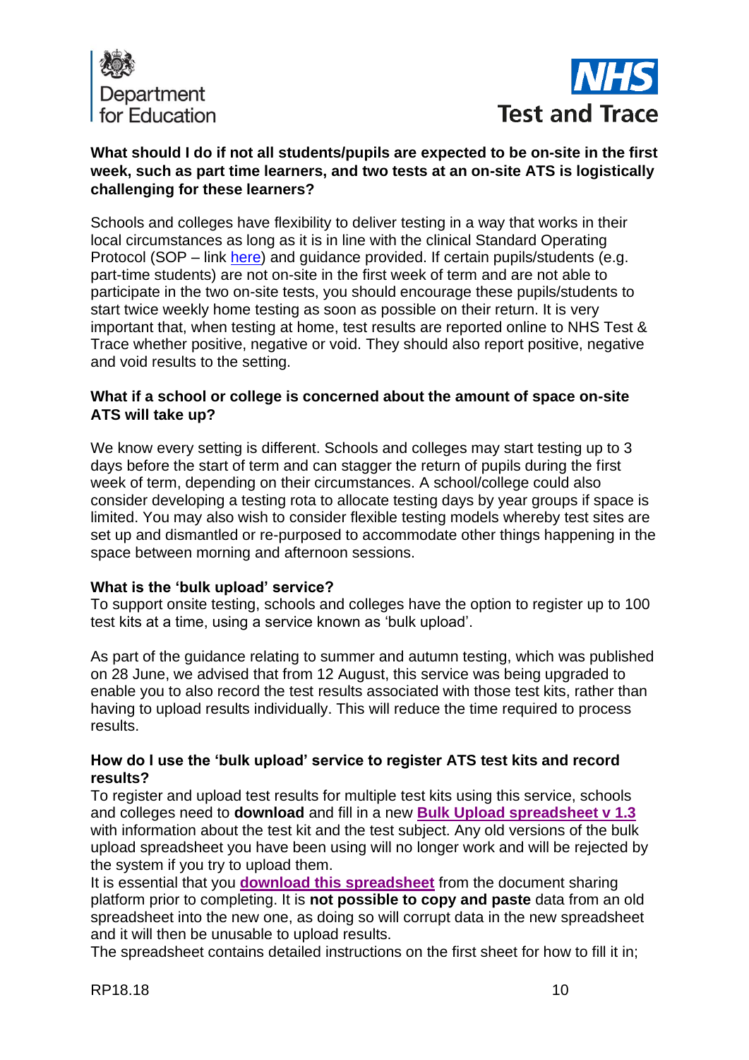**What should I do if not all students/pupils are expected to be on-site in the first week, such as part time learners, and two tests at an on-site ATS is logistically challenging for these learners?**

Schools and colleges have flexibility to deliver testing in a way that works in their local circumstances as long as it is in line with the clinical Standard Operating Protocol (SOP – link here) and guidance provided. If certain pupils/students (e.g. part-time students) are not on-site in the first week of term and are not able to participate in the two on-site tests, you should encourage these pupils/students to start twice weekly home testing as soon as possible on their return. It is very important that, when testing at home, test results are reported online to NHS Test & Trace whether positive, negative or void. They should also report positive, negative and void results to the setting.

**What if a school or college is concerned about the amount of space on-site ATS will take up?**

We know every setting is different. Schools and colleges may start testing up to 3 days before the start of term and can stagger the return of pupils during the first week of term, depending on their circumstances. A school/college could also consider developing a testing rota to allocate testing days by year groups if space is limited. You may also wish to consider flexible testing models whereby test sites are set up and dismantled or re-purposed to accommodate other things happening in the space between morning and afternoon sessions.

**What is the 'bulk upload' service?**

To support onsite testing, schools and colleges have the option to register up to 100 test kits at a time, using a service known as 'bulk upload'.

As part of the guidance relating to summer and autumn testing, which was published on 28 June, we advised that from 12 August, this service was being upgraded to enable you to also record the test results associated with those test kits, rather than having to upload results individually. This will reduce the time required to process results.

**How do I use the 'bulk upload' service to register ATS test kits and record results?**

To register and upload test results for multiple test kits using this service, schools and colleges need to **download** and fill in a new **Bulk Upload spreadsheet v 1.3** with information about the test kit and the test subject. Any old versions of the bulk upload spreadsheet you have been using will no longer work and will be rejected by the system if you try to upload them.

It is essential that you **download this spreadsheet** from the document sharing platform prior to completing. It is **not possible to copy and paste** data from an old spreadsheet into the new one, as doing so will corrupt data in the new spreadsheet and it will then be unusable to upload results.

The spreadsheet contains detailed instructions on the first sheet for how to fill it in;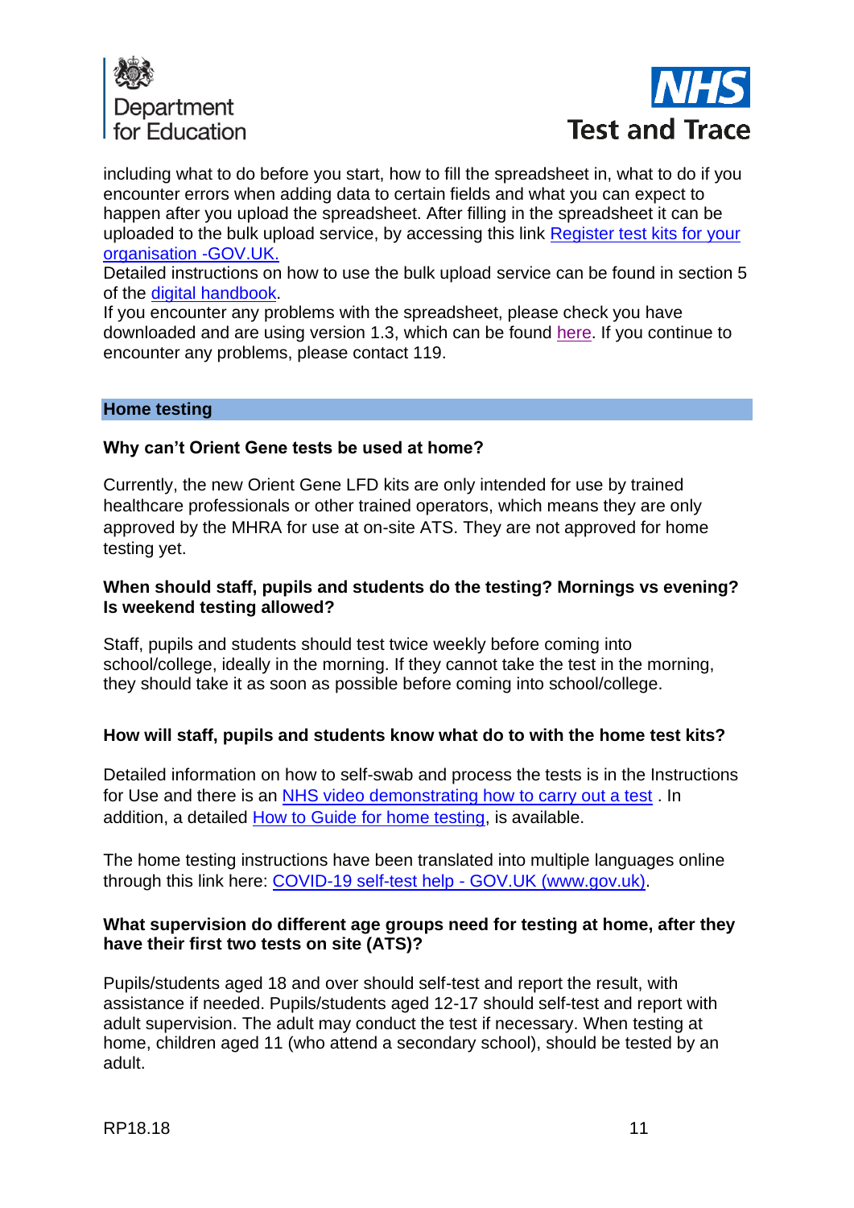including what to do before you start, how to fill the spreadsheet in, what to do if you encounter errors when adding data to certain fields and what you can expect to happen after you upload the spreadsheet. After filling in the spreadsheet it can be uploaded to the bulk upload service, by accessing this link Register test kits for your organisation -GOV.UK.
Detailed instructions on how to use the bulk upload service can be found in section 5 of the digital handbook.
If you encounter any problems with the spreadsheet, please check you have downloaded and are using version 1.3, which can be found here. If you continue to encounter any problems, please contact 119.

## Home testing

**Why can't Orient Gene tests be used at home?**

Currently, the new Orient Gene LFD kits are only intended for use by trained healthcare professionals or other trained operators, which means they are only approved by the MHRA for use at on-site ATS. They are not approved for home testing yet.

**When should staff, pupils and students do the testing? Mornings vs evening? Is weekend testing allowed?**

Staff, pupils and students should test twice weekly before coming into school/college, ideally in the morning. If they cannot take the test in the morning, they should take it as soon as possible before coming into school/college.

**How will staff, pupils and students know what do to with the home test kits?**

Detailed information on how to self-swab and process the tests is in the Instructions for Use and there is an NHS video demonstrating how to carry out a test . In addition, a detailed How to Guide for home testing, is available.

The home testing instructions have been translated into multiple languages online through this link here: COVID-19 self-test help - GOV.UK (www.gov.uk).

**What supervision do different age groups need for testing at home, after they have their first two tests on site (ATS)?**

Pupils/students aged 18 and over should self-test and report the result, with assistance if needed. Pupils/students aged 12-17 should self-test and report with adult supervision. The adult may conduct the test if necessary. When testing at home, children aged 11 (who attend a secondary school), should be tested by an adult.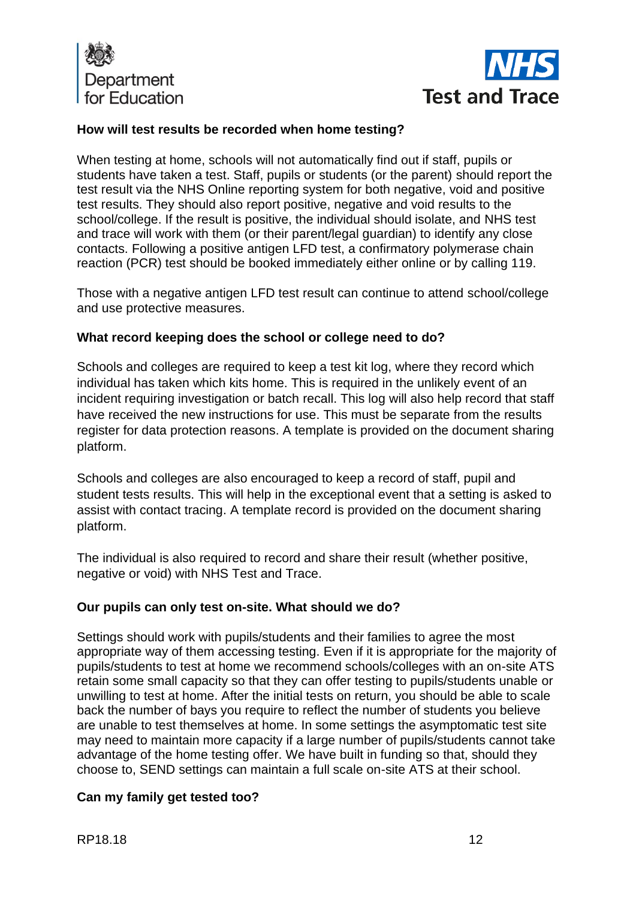**How will test results be recorded when home testing?**

When testing at home, schools will not automatically find out if staff, pupils or students have taken a test. Staff, pupils or students (or the parent) should report the test result via the NHS Online reporting system for both negative, void and positive test results. They should also report positive, negative and void results to the school/college. If the result is positive, the individual should isolate, and NHS test and trace will work with them (or their parent/legal guardian) to identify any close contacts. Following a positive antigen LFD test, a confirmatory polymerase chain reaction (PCR) test should be booked immediately either online or by calling 119.

Those with a negative antigen LFD test result can continue to attend school/college and use protective measures.

**What record keeping does the school or college need to do?**

Schools and colleges are required to keep a test kit log, where they record which individual has taken which kits home. This is required in the unlikely event of an incident requiring investigation or batch recall. This log will also help record that staff have received the new instructions for use. This must be separate from the results register for data protection reasons. A template is provided on the document sharing platform.

Schools and colleges are also encouraged to keep a record of staff, pupil and student tests results. This will help in the exceptional event that a setting is asked to assist with contact tracing. A template record is provided on the document sharing platform.

The individual is also required to record and share their result (whether positive, negative or void) with NHS Test and Trace.

**Our pupils can only test on-site. What should we do?**

Settings should work with pupils/students and their families to agree the most appropriate way of them accessing testing. Even if it is appropriate for the majority of pupils/students to test at home we recommend schools/colleges with an on-site ATS retain some small capacity so that they can offer testing to pupils/students unable or unwilling to test at home. After the initial tests on return, you should be able to scale back the number of bays you require to reflect the number of students you believe are unable to test themselves at home. In some settings the asymptomatic test site may need to maintain more capacity if a large number of pupils/students cannot take advantage of the home testing offer. We have built in funding so that, should they choose to, SEND settings can maintain a full scale on-site ATS at their school.

**Can my family get tested too?**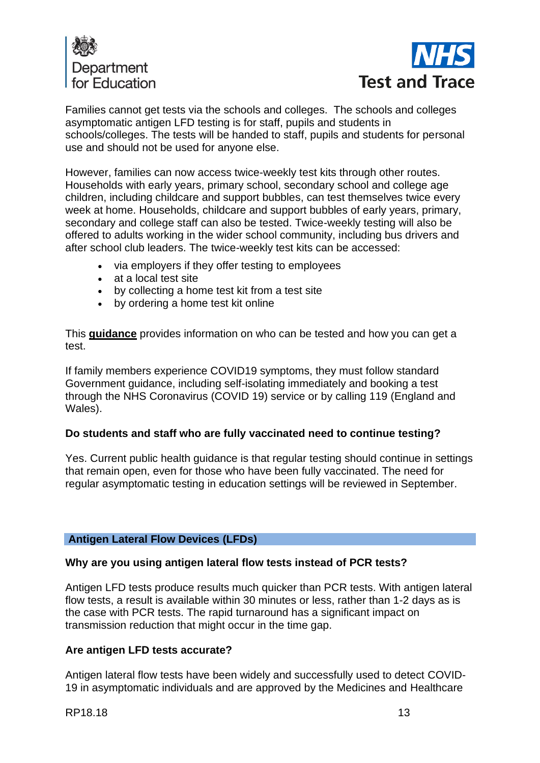Families cannot get tests via the schools and colleges. The schools and colleges asymptomatic antigen LFD testing is for staff, pupils and students in schools/colleges. The tests will be handed to staff, pupils and students for personal use and should not be used for anyone else.

However, families can now access twice-weekly test kits through other routes. Households with early years, primary school, secondary school and college age children, including childcare and support bubbles, can test themselves twice every week at home. Households, childcare and support bubbles of early years, primary, secondary and college staff can also be tested. Twice-weekly testing will also be offered to adults working in the wider school community, including bus drivers and after school club leaders. The twice-weekly test kits can be accessed:

- via employers if they offer testing to employees
- at a local test site
- by collecting a home test kit from a test site
- by ordering a home test kit online

This **guidance** provides information on who can be tested and how you can get a test.

If family members experience COVID19 symptoms, they must follow standard Government guidance, including self-isolating immediately and booking a test through the NHS Coronavirus (COVID 19) service or by calling 119 (England and Wales).

### Do students and staff who are fully vaccinated need to continue testing?

Yes. Current public health guidance is that regular testing should continue in settings that remain open, even for those who have been fully vaccinated. The need for regular asymptomatic testing in education settings will be reviewed in September.

## Antigen Lateral Flow Devices (LFDs)

### Why are you using antigen lateral flow tests instead of PCR tests?

Antigen LFD tests produce results much quicker than PCR tests. With antigen lateral flow tests, a result is available within 30 minutes or less, rather than 1-2 days as is the case with PCR tests. The rapid turnaround has a significant impact on transmission reduction that might occur in the time gap.

### Are antigen LFD tests accurate?

Antigen lateral flow tests have been widely and successfully used to detect COVID-19 in asymptomatic individuals and are approved by the Medicines and Healthcare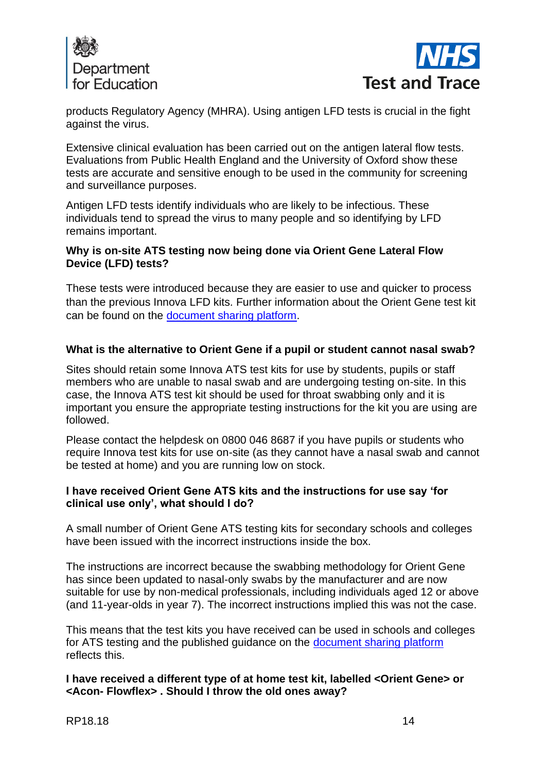products Regulatory Agency (MHRA). Using antigen LFD tests is crucial in the fight against the virus.

Extensive clinical evaluation has been carried out on the antigen lateral flow tests. Evaluations from Public Health England and the University of Oxford show these tests are accurate and sensitive enough to be used in the community for screening and surveillance purposes.

Antigen LFD tests identify individuals who are likely to be infectious. These individuals tend to spread the virus to many people and so identifying by LFD remains important.

**Why is on-site ATS testing now being done via Orient Gene Lateral Flow Device (LFD) tests?**

These tests were introduced because they are easier to use and quicker to process than the previous Innova LFD kits. Further information about the Orient Gene test kit can be found on the [document sharing platform](#).

**What is the alternative to Orient Gene if a pupil or student cannot nasal swab?**

Sites should retain some Innova ATS test kits for use by students, pupils or staff members who are unable to nasal swab and are undergoing testing on-site. In this case, the Innova ATS test kit should be used for throat swabbing only and it is important you ensure the appropriate testing instructions for the kit you are using are followed.

Please contact the helpdesk on 0800 046 8687 if you have pupils or students who require Innova test kits for use on-site (as they cannot have a nasal swab and cannot be tested at home) and you are running low on stock.

**I have received Orient Gene ATS kits and the instructions for use say 'for clinical use only', what should I do?**

A small number of Orient Gene ATS testing kits for secondary schools and colleges have been issued with the incorrect instructions inside the box.

The instructions are incorrect because the swabbing methodology for Orient Gene has since been updated to nasal-only swabs by the manufacturer and are now suitable for use by non-medical professionals, including individuals aged 12 or above (and 11-year-olds in year 7). The incorrect instructions implied this was not the case.

This means that the test kits you have received can be used in schools and colleges for ATS testing and the published guidance on the [document sharing platform](#) reflects this.

**I have received a different type of at home test kit, labelled <Orient Gene> or <Acon- Flowflex> . Should I throw the old ones away?**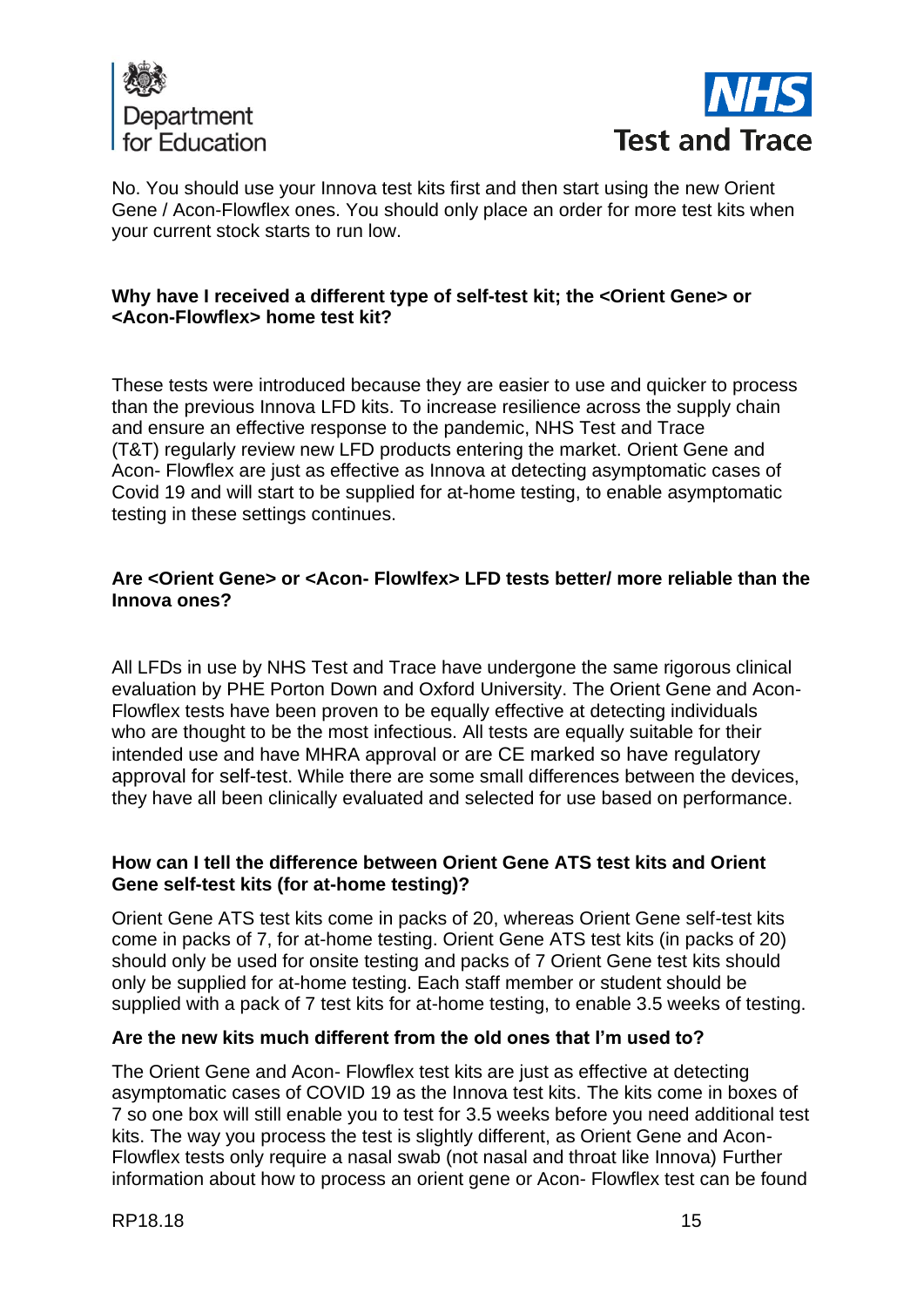No. You should use your Innova test kits first and then start using the new Orient Gene / Acon-Flowflex ones. You should only place an order for more test kits when your current stock starts to run low.

**Why have I received a different type of self-test kit; the <Orient Gene> or <Acon-Flowflex> home test kit?**

These tests were introduced because they are easier to use and quicker to process than the previous Innova LFD kits. To increase resilience across the supply chain and ensure an effective response to the pandemic, NHS Test and Trace (T&T) regularly review new LFD products entering the market. Orient Gene and Acon- Flowflex are just as effective as Innova at detecting asymptomatic cases of Covid 19 and will start to be supplied for at-home testing, to enable asymptomatic testing in these settings continues.

**Are <Orient Gene> or <Acon- Flowlfex> LFD tests better/ more reliable than the Innova ones?**

All LFDs in use by NHS Test and Trace have undergone the same rigorous clinical evaluation by PHE Porton Down and Oxford University. The Orient Gene and Acon-Flowflex tests have been proven to be equally effective at detecting individuals who are thought to be the most infectious. All tests are equally suitable for their intended use and have MHRA approval or are CE marked so have regulatory approval for self-test. While there are some small differences between the devices, they have all been clinically evaluated and selected for use based on performance.

**How can I tell the difference between Orient Gene ATS test kits and Orient Gene self-test kits (for at-home testing)?**

Orient Gene ATS test kits come in packs of 20, whereas Orient Gene self-test kits come in packs of 7, for at-home testing. Orient Gene ATS test kits (in packs of 20) should only be used for onsite testing and packs of 7 Orient Gene test kits should only be supplied for at-home testing. Each staff member or student should be supplied with a pack of 7 test kits for at-home testing, to enable 3.5 weeks of testing.

**Are the new kits much different from the old ones that I'm used to?**

The Orient Gene and Acon- Flowflex test kits are just as effective at detecting asymptomatic cases of COVID 19 as the Innova test kits. The kits come in boxes of 7 so one box will still enable you to test for 3.5 weeks before you need additional test kits. The way you process the test is slightly different, as Orient Gene and Acon-Flowflex tests only require a nasal swab (not nasal and throat like Innova) Further information about how to process an orient gene or Acon- Flowflex test can be found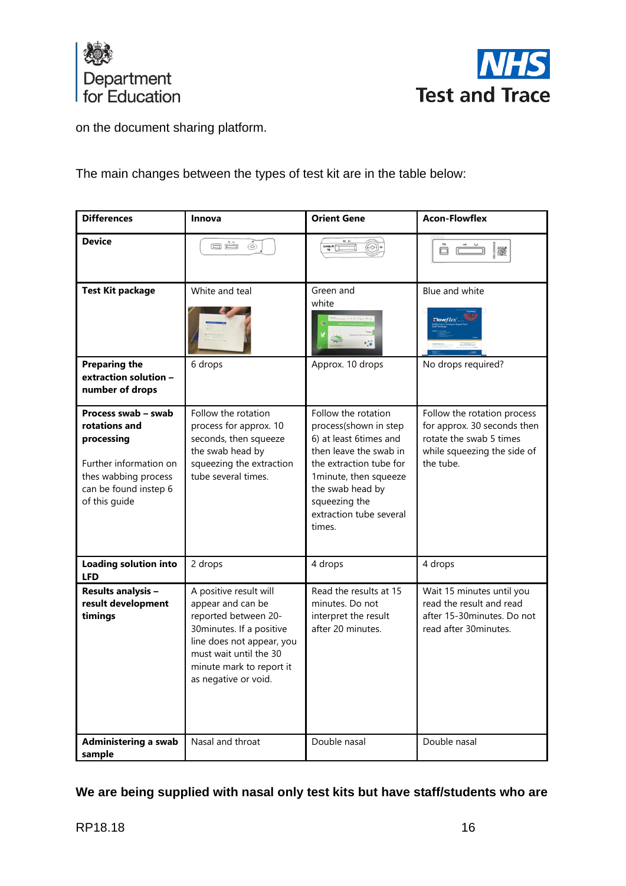on the document sharing platform.

The main changes between the types of test kit are in the table below:

| Differences | Innova | Orient Gene | Acon-Flowflex |
|---|---|---|---|
| **Device** | | | |
| **Test Kit package** | White and teal | Green and white | Blue and white |
| **Preparing the extraction solution – number of drops** | 6 drops | Approx. 10 drops | No drops required? |
| **Process swab – swab rotations and processing**<br><br>Further information on thes wabbing process can be found instep 6 of this guide | Follow the rotation process for approx. 10 seconds, then squeeze the swab head by squeezing the extraction tube several times. | Follow the rotation process(shown in step 6) at least 6times and then leave the swab in the extraction tube for 1minute, then squeeze the swab head by squeezing the extraction tube several times. | Follow the rotation process for approx. 30 seconds then rotate the swab 5 times while squeezing the side of the tube. |
| **Loading solution into LFD** | 2 drops | 4 drops | 4 drops |
| **Results analysis – result development timings** | A positive result will appear and can be reported between 20-30minutes. If a positive line does not appear, you must wait until the 30 minute mark to report it as negative or void. | Read the results at 15 minutes. Do not interpret the result after 20 minutes. | Wait 15 minutes until you read the result and read after 15-30minutes. Do not read after 30minutes. |
| **Administering a swab sample** | Nasal and throat | Double nasal | Double nasal |

**We are being supplied with nasal only test kits but have staff/students who are**

RP18.18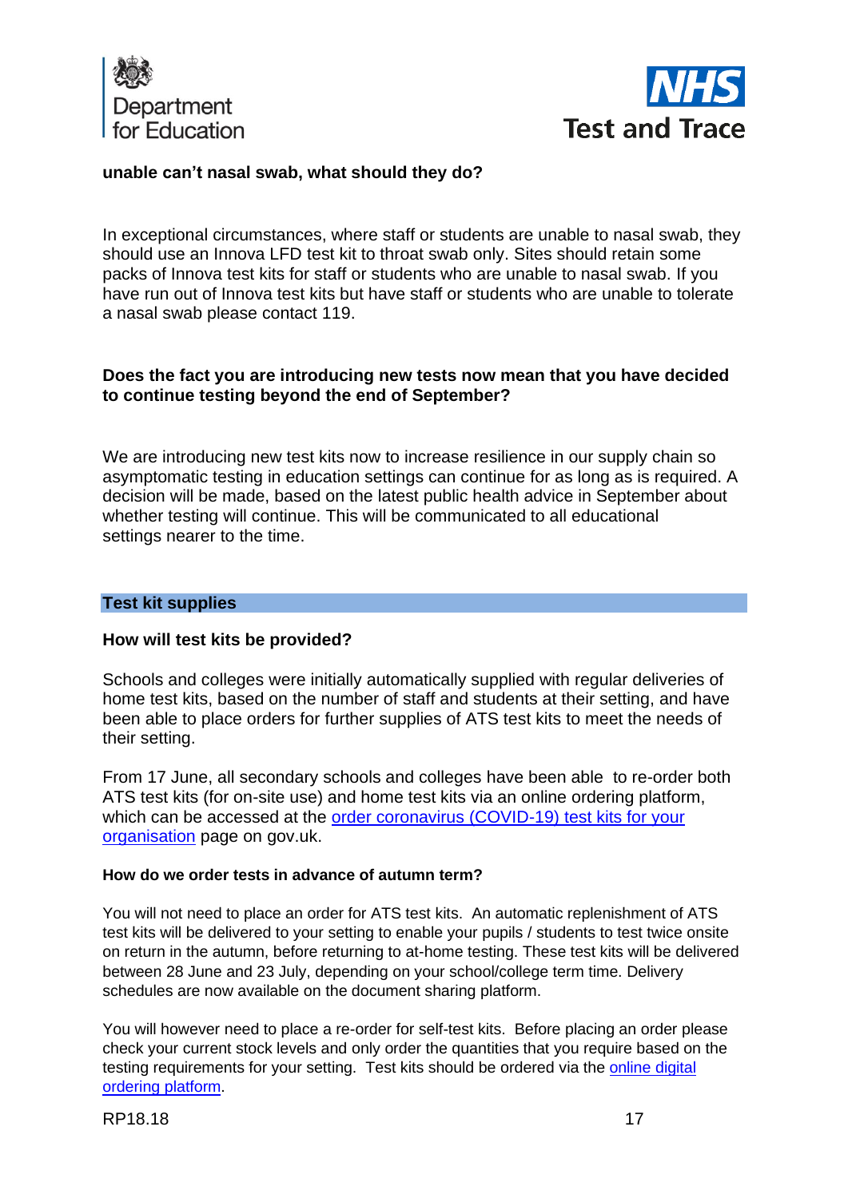**unable can't nasal swab, what should they do?**

In exceptional circumstances, where staff or students are unable to nasal swab, they should use an Innova LFD test kit to throat swab only. Sites should retain some packs of Innova test kits for staff or students who are unable to nasal swab. If you have run out of Innova test kits but have staff or students who are unable to tolerate a nasal swab please contact 119.

**Does the fact you are introducing new tests now mean that you have decided to continue testing beyond the end of September?**

We are introducing new test kits now to increase resilience in our supply chain so asymptomatic testing in education settings can continue for as long as is required. A decision will be made, based on the latest public health advice in September about whether testing will continue. This will be communicated to all educational settings nearer to the time.

## Test kit supplies

**How will test kits be provided?**

Schools and colleges were initially automatically supplied with regular deliveries of home test kits, based on the number of staff and students at their setting, and have been able to place orders for further supplies of ATS test kits to meet the needs of their setting.

From 17 June, all secondary schools and colleges have been able to re-order both ATS test kits (for on-site use) and home test kits via an online ordering platform, which can be accessed at the [order coronavirus (COVID-19) test kits for your organisation] page on gov.uk.

**How do we order tests in advance of autumn term?**

You will not need to place an order for ATS test kits. An automatic replenishment of ATS test kits will be delivered to your setting to enable your pupils / students to test twice onsite on return in the autumn, before returning to at-home testing. These test kits will be delivered between 28 June and 23 July, depending on your school/college term time. Delivery schedules are now available on the document sharing platform.

You will however need to place a re-order for self-test kits. Before placing an order please check your current stock levels and only order the quantities that you require based on the testing requirements for your setting. Test kits should be ordered via the [online digital ordering platform].

RP18.18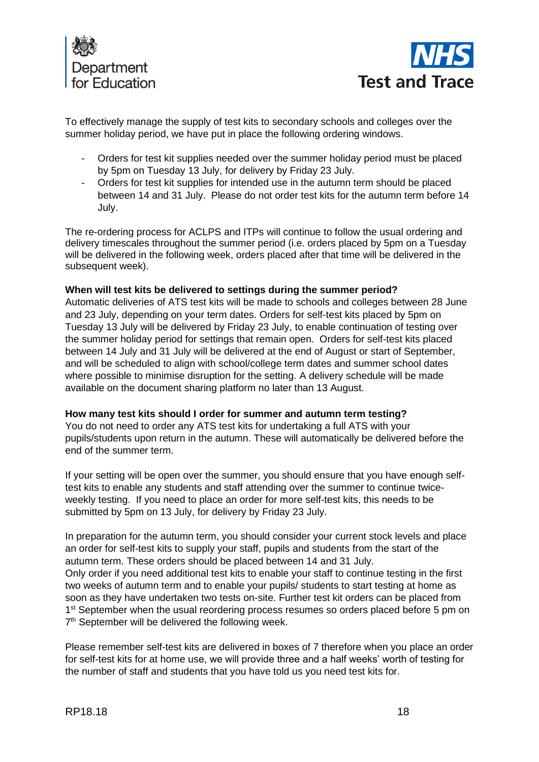To effectively manage the supply of test kits to secondary schools and colleges over the summer holiday period, we have put in place the following ordering windows.

- Orders for test kit supplies needed over the summer holiday period must be placed by 5pm on Tuesday 13 July, for delivery by Friday 23 July.
- Orders for test kit supplies for intended use in the autumn term should be placed between 14 and 31 July. Please do not order test kits for the autumn term before 14 July.

The re-ordering process for ACLPS and ITPs will continue to follow the usual ordering and delivery timescales throughout the summer period (i.e. orders placed by 5pm on a Tuesday will be delivered in the following week, orders placed after that time will be delivered in the subsequent week).

**When will test kits be delivered to settings during the summer period?**
Automatic deliveries of ATS test kits will be made to schools and colleges between 28 June and 23 July, depending on your term dates. Orders for self-test kits placed by 5pm on Tuesday 13 July will be delivered by Friday 23 July, to enable continuation of testing over the summer holiday period for settings that remain open. Orders for self-test kits placed between 14 July and 31 July will be delivered at the end of August or start of September, and will be scheduled to align with school/college term dates and summer school dates where possible to minimise disruption for the setting. A delivery schedule will be made available on the document sharing platform no later than 13 August.

**How many test kits should I order for summer and autumn term testing?**
You do not need to order any ATS test kits for undertaking a full ATS with your pupils/students upon return in the autumn. These will automatically be delivered before the end of the summer term.

If your setting will be open over the summer, you should ensure that you have enough self-test kits to enable any students and staff attending over the summer to continue twice-weekly testing. If you need to place an order for more self-test kits, this needs to be submitted by 5pm on 13 July, for delivery by Friday 23 July.

In preparation for the autumn term, you should consider your current stock levels and place an order for self-test kits to supply your staff, pupils and students from the start of the autumn term. These orders should be placed between 14 and 31 July.
Only order if you need additional test kits to enable your staff to continue testing in the first two weeks of autumn term and to enable your pupils/ students to start testing at home as soon as they have undertaken two tests on-site. Further test kit orders can be placed from 1st September when the usual reordering process resumes so orders placed before 5 pm on 7th September will be delivered the following week.

Please remember self-test kits are delivered in boxes of 7 therefore when you place an order for self-test kits for at home use, we will provide three and a half weeks' worth of testing for the number of staff and students that you have told us you need test kits for.

RP18.18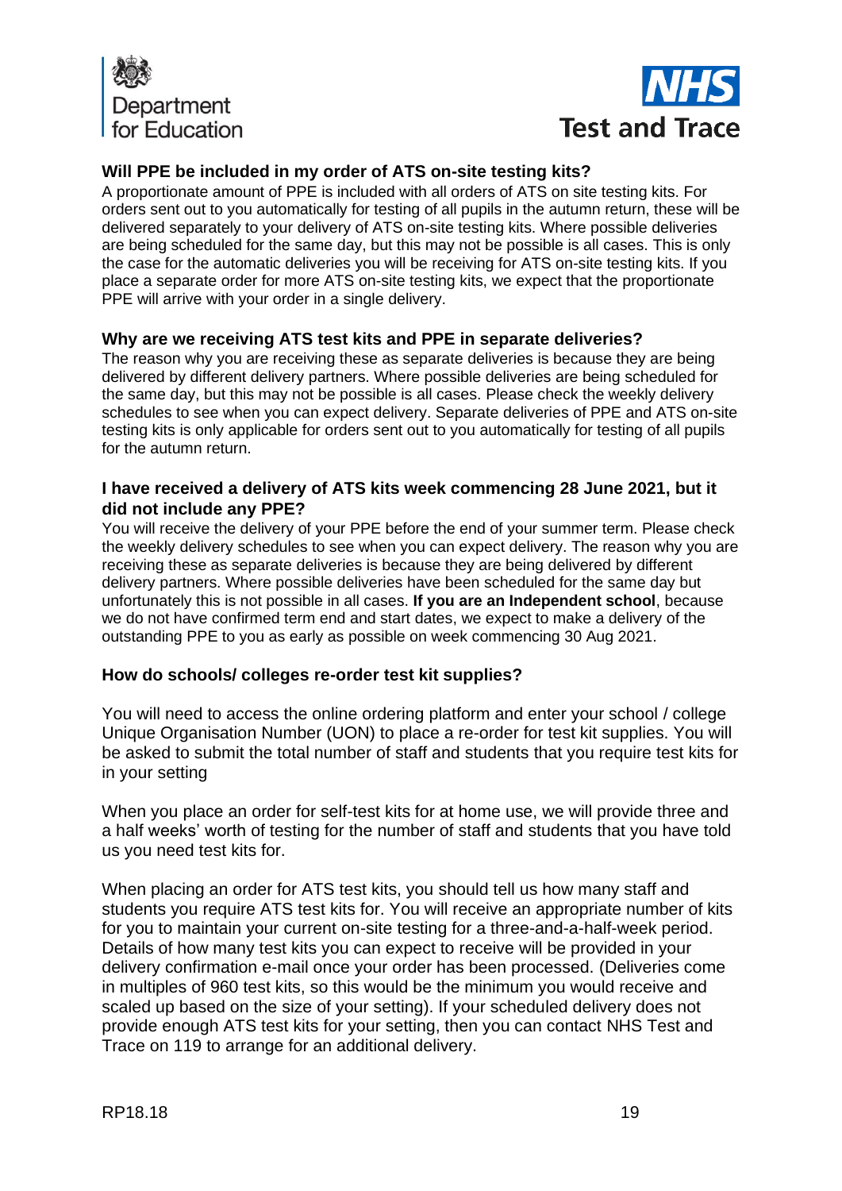### Will PPE be included in my order of ATS on-site testing kits?

A proportionate amount of PPE is included with all orders of ATS on site testing kits. For orders sent out to you automatically for testing of all pupils in the autumn return, these will be delivered separately to your delivery of ATS on-site testing kits. Where possible deliveries are being scheduled for the same day, but this may not be possible is all cases. This is only the case for the automatic deliveries you will be receiving for ATS on-site testing kits. If you place a separate order for more ATS on-site testing kits, we expect that the proportionate PPE will arrive with your order in a single delivery.

### Why are we receiving ATS test kits and PPE in separate deliveries?

The reason why you are receiving these as separate deliveries is because they are being delivered by different delivery partners. Where possible deliveries are being scheduled for the same day, but this may not be possible is all cases. Please check the weekly delivery schedules to see when you can expect delivery. Separate deliveries of PPE and ATS on-site testing kits is only applicable for orders sent out to you automatically for testing of all pupils for the autumn return.

### I have received a delivery of ATS kits week commencing 28 June 2021, but it did not include any PPE?

You will receive the delivery of your PPE before the end of your summer term. Please check the weekly delivery schedules to see when you can expect delivery. The reason why you are receiving these as separate deliveries is because they are being delivered by different delivery partners. Where possible deliveries have been scheduled for the same day but unfortunately this is not possible in all cases. **If you are an Independent school**, because we do not have confirmed term end and start dates, we expect to make a delivery of the outstanding PPE to you as early as possible on week commencing 30 Aug 2021.

### How do schools/ colleges re-order test kit supplies?

You will need to access the online ordering platform and enter your school / college Unique Organisation Number (UON) to place a re-order for test kit supplies. You will be asked to submit the total number of staff and students that you require test kits for in your setting

When you place an order for self-test kits for at home use, we will provide three and a half weeks' worth of testing for the number of staff and students that you have told us you need test kits for.

When placing an order for ATS test kits, you should tell us how many staff and students you require ATS test kits for. You will receive an appropriate number of kits for you to maintain your current on-site testing for a three-and-a-half-week period. Details of how many test kits you can expect to receive will be provided in your delivery confirmation e-mail once your order has been processed. (Deliveries come in multiples of 960 test kits, so this would be the minimum you would receive and scaled up based on the size of your setting). If your scheduled delivery does not provide enough ATS test kits for your setting, then you can contact NHS Test and Trace on 119 to arrange for an additional delivery.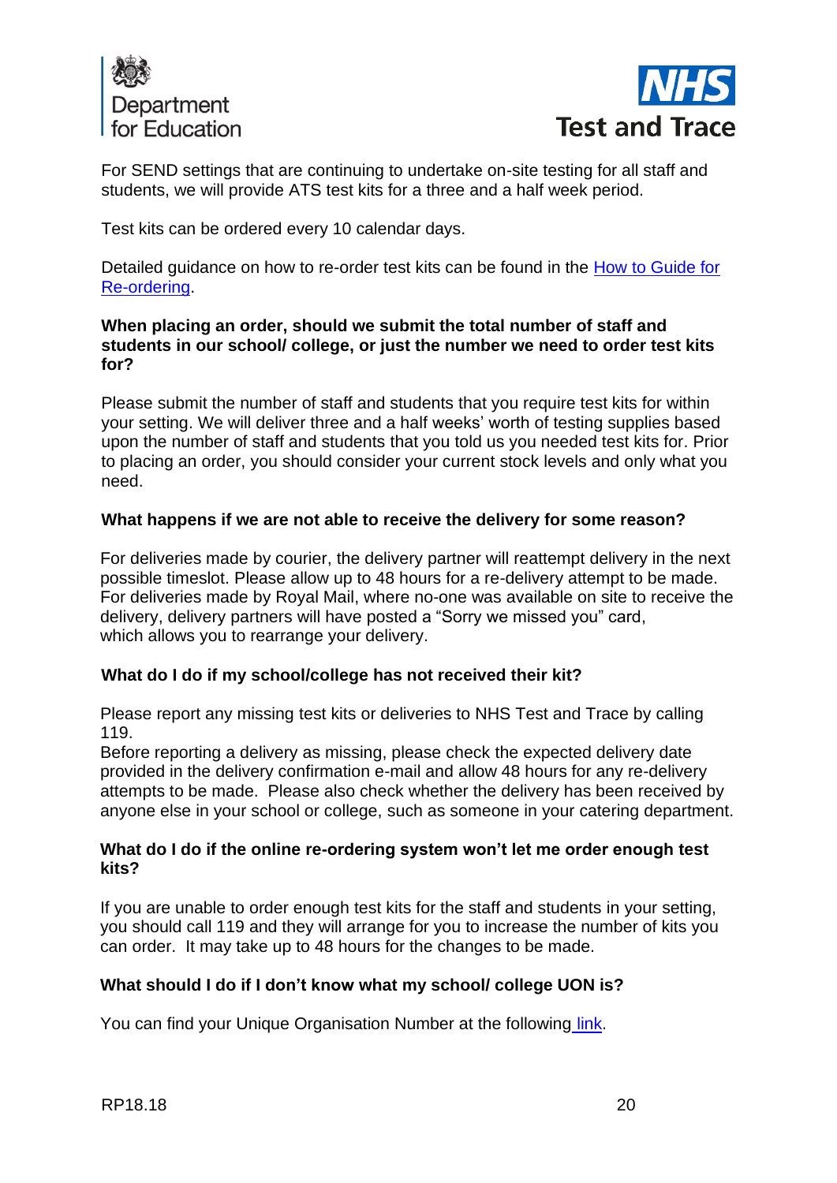For SEND settings that are continuing to undertake on-site testing for all staff and students, we will provide ATS test kits for a three and a half week period.

Test kits can be ordered every 10 calendar days.

Detailed guidance on how to re-order test kits can be found in the [How to Guide for Re-ordering](#).

**When placing an order, should we submit the total number of staff and students in our school/ college, or just the number we need to order test kits for?**

Please submit the number of staff and students that you require test kits for within your setting. We will deliver three and a half weeks' worth of testing supplies based upon the number of staff and students that you told us you needed test kits for. Prior to placing an order, you should consider your current stock levels and only what you need.

**What happens if we are not able to receive the delivery for some reason?**

For deliveries made by courier, the delivery partner will reattempt delivery in the next possible timeslot. Please allow up to 48 hours for a re-delivery attempt to be made. For deliveries made by Royal Mail, where no-one was available on site to receive the delivery, delivery partners will have posted a "Sorry we missed you" card, which allows you to rearrange your delivery.

**What do I do if my school/college has not received their kit?**

Please report any missing test kits or deliveries to NHS Test and Trace by calling 119.
Before reporting a delivery as missing, please check the expected delivery date provided in the delivery confirmation e-mail and allow 48 hours for any re-delivery attempts to be made. Please also check whether the delivery has been received by anyone else in your school or college, such as someone in your catering department.

**What do I do if the online re-ordering system won't let me order enough test kits?**

If you are unable to order enough test kits for the staff and students in your setting, you should call 119 and they will arrange for you to increase the number of kits you can order. It may take up to 48 hours for the changes to be made.

**What should I do if I don't know what my school/ college UON is?**

You can find your Unique Organisation Number at the following [link](#).

RP18.18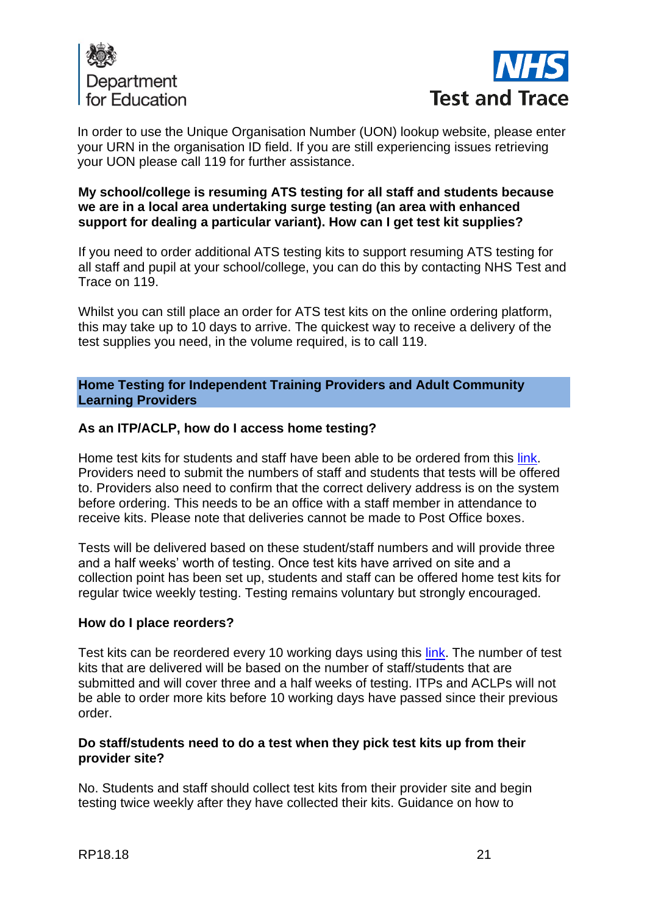In order to use the Unique Organisation Number (UON) lookup website, please enter your URN in the organisation ID field. If you are still experiencing issues retrieving your UON please call 119 for further assistance.

**My school/college is resuming ATS testing for all staff and students because we are in a local area undertaking surge testing (an area with enhanced support for dealing a particular variant). How can I get test kit supplies?**

If you need to order additional ATS testing kits to support resuming ATS testing for all staff and pupil at your school/college, you can do this by contacting NHS Test and Trace on 119.

Whilst you can still place an order for ATS test kits on the online ordering platform, this may take up to 10 days to arrive. The quickest way to receive a delivery of the test supplies you need, in the volume required, is to call 119.

## Home Testing for Independent Training Providers and Adult Community Learning Providers

**As an ITP/ACLP, how do I access home testing?**

Home test kits for students and staff have been able to be ordered from this link. Providers need to submit the numbers of staff and students that tests will be offered to. Providers also need to confirm that the correct delivery address is on the system before ordering. This needs to be an office with a staff member in attendance to receive kits. Please note that deliveries cannot be made to Post Office boxes.

Tests will be delivered based on these student/staff numbers and will provide three and a half weeks' worth of testing. Once test kits have arrived on site and a collection point has been set up, students and staff can be offered home test kits for regular twice weekly testing. Testing remains voluntary but strongly encouraged.

**How do I place reorders?**

Test kits can be reordered every 10 working days using this link. The number of test kits that are delivered will be based on the number of staff/students that are submitted and will cover three and a half weeks of testing. ITPs and ACLPs will not be able to order more kits before 10 working days have passed since their previous order.

**Do staff/students need to do a test when they pick test kits up from their provider site?**

No. Students and staff should collect test kits from their provider site and begin testing twice weekly after they have collected their kits. Guidance on how to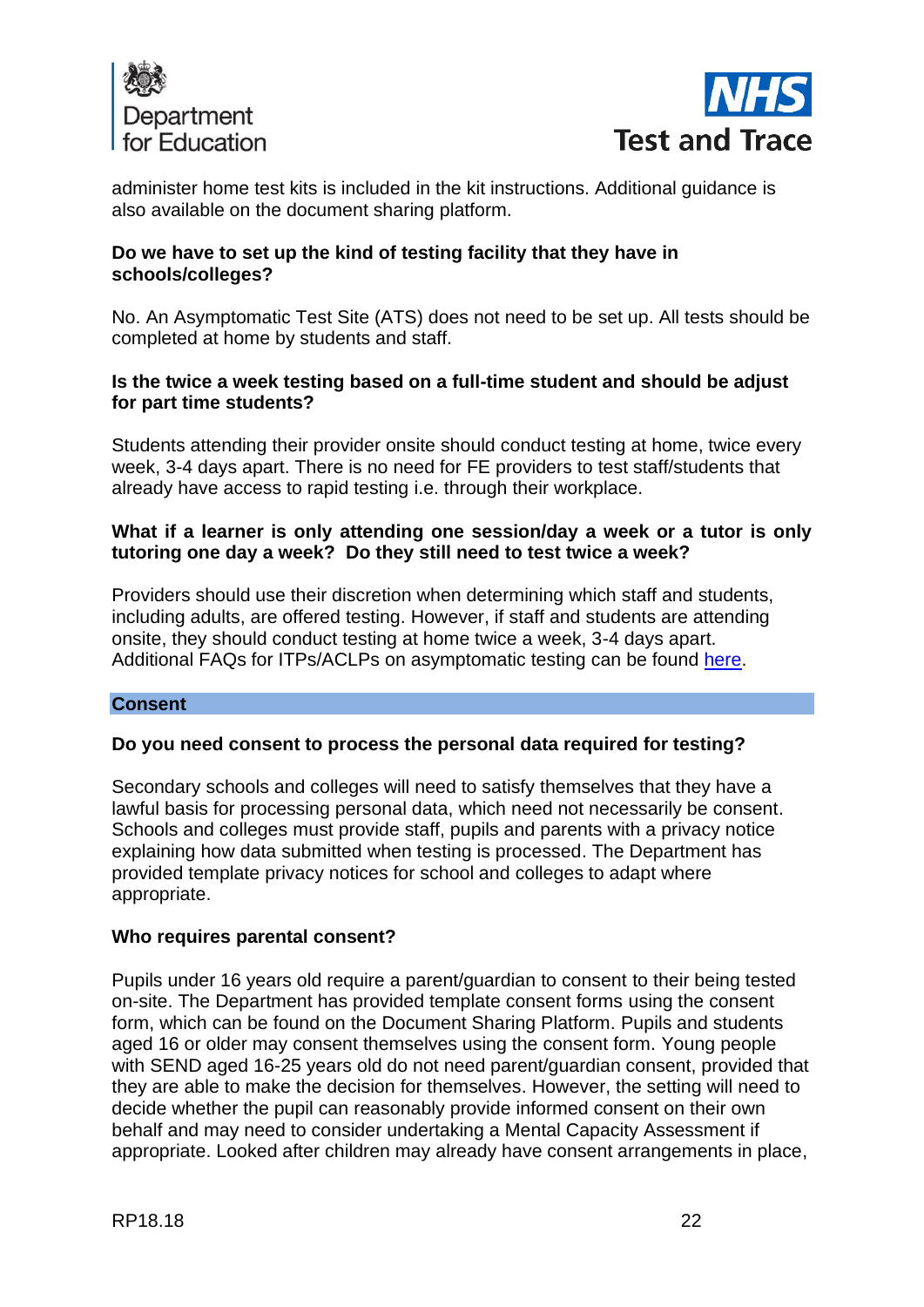administer home test kits is included in the kit instructions. Additional guidance is also available on the document sharing platform.

**Do we have to set up the kind of testing facility that they have in schools/colleges?**

No. An Asymptomatic Test Site (ATS) does not need to be set up. All tests should be completed at home by students and staff.

**Is the twice a week testing based on a full-time student and should be adjust for part time students?**

Students attending their provider onsite should conduct testing at home, twice every week, 3-4 days apart. There is no need for FE providers to test staff/students that already have access to rapid testing i.e. through their workplace.

**What if a learner is only attending one session/day a week or a tutor is only tutoring one day a week? Do they still need to test twice a week?**

Providers should use their discretion when determining which staff and students, including adults, are offered testing. However, if staff and students are attending onsite, they should conduct testing at home twice a week, 3-4 days apart. Additional FAQs for ITPs/ACLPs on asymptomatic testing can be found here.

## Consent

**Do you need consent to process the personal data required for testing?**

Secondary schools and colleges will need to satisfy themselves that they have a lawful basis for processing personal data, which need not necessarily be consent. Schools and colleges must provide staff, pupils and parents with a privacy notice explaining how data submitted when testing is processed. The Department has provided template privacy notices for school and colleges to adapt where appropriate.

**Who requires parental consent?**

Pupils under 16 years old require a parent/guardian to consent to their being tested on-site. The Department has provided template consent forms using the consent form, which can be found on the Document Sharing Platform. Pupils and students aged 16 or older may consent themselves using the consent form. Young people with SEND aged 16-25 years old do not need parent/guardian consent, provided that they are able to make the decision for themselves. However, the setting will need to decide whether the pupil can reasonably provide informed consent on their own behalf and may need to consider undertaking a Mental Capacity Assessment if appropriate. Looked after children may already have consent arrangements in place,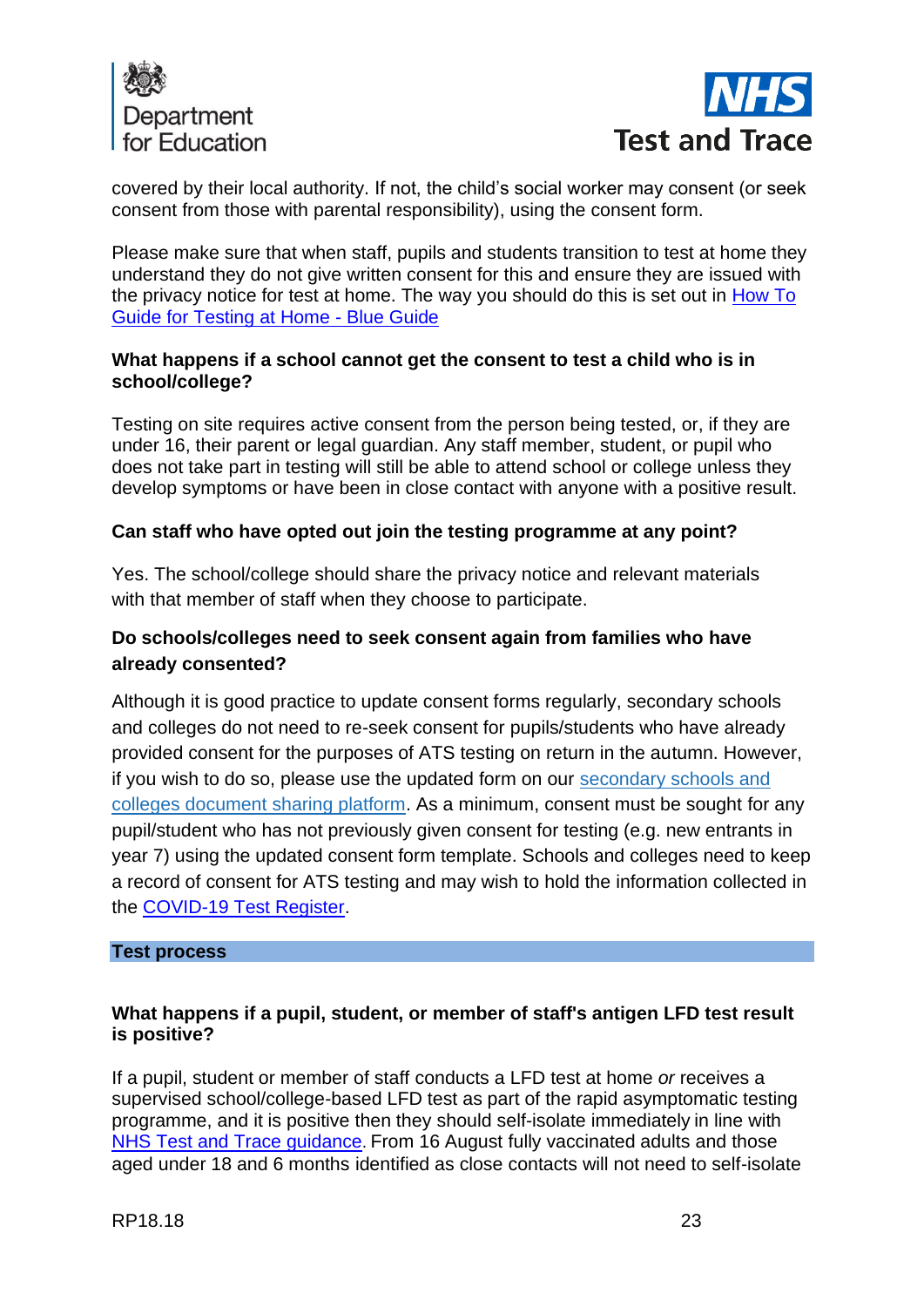covered by their local authority. If not, the child's social worker may consent (or seek consent from those with parental responsibility), using the consent form.

Please make sure that when staff, pupils and students transition to test at home they understand they do not give written consent for this and ensure they are issued with the privacy notice for test at home. The way you should do this is set out in How To Guide for Testing at Home - Blue Guide

**What happens if a school cannot get the consent to test a child who is in school/college?**

Testing on site requires active consent from the person being tested, or, if they are under 16, their parent or legal guardian. Any staff member, student, or pupil who does not take part in testing will still be able to attend school or college unless they develop symptoms or have been in close contact with anyone with a positive result.

**Can staff who have opted out join the testing programme at any point?**

Yes. The school/college should share the privacy notice and relevant materials with that member of staff when they choose to participate.

**Do schools/colleges need to seek consent again from families who have already consented?**

Although it is good practice to update consent forms regularly, secondary schools and colleges do not need to re-seek consent for pupils/students who have already provided consent for the purposes of ATS testing on return in the autumn. However, if you wish to do so, please use the updated form on our secondary schools and colleges document sharing platform. As a minimum, consent must be sought for any pupil/student who has not previously given consent for testing (e.g. new entrants in year 7) using the updated consent form template. Schools and colleges need to keep a record of consent for ATS testing and may wish to hold the information collected in the COVID-19 Test Register.

## Test process

**What happens if a pupil, student, or member of staff's antigen LFD test result is positive?**

If a pupil, student or member of staff conducts a LFD test at home *or* receives a supervised school/college-based LFD test as part of the rapid asymptomatic testing programme, and it is positive then they should self-isolate immediately in line with NHS Test and Trace guidance. From 16 August fully vaccinated adults and those aged under 18 and 6 months identified as close contacts will not need to self-isolate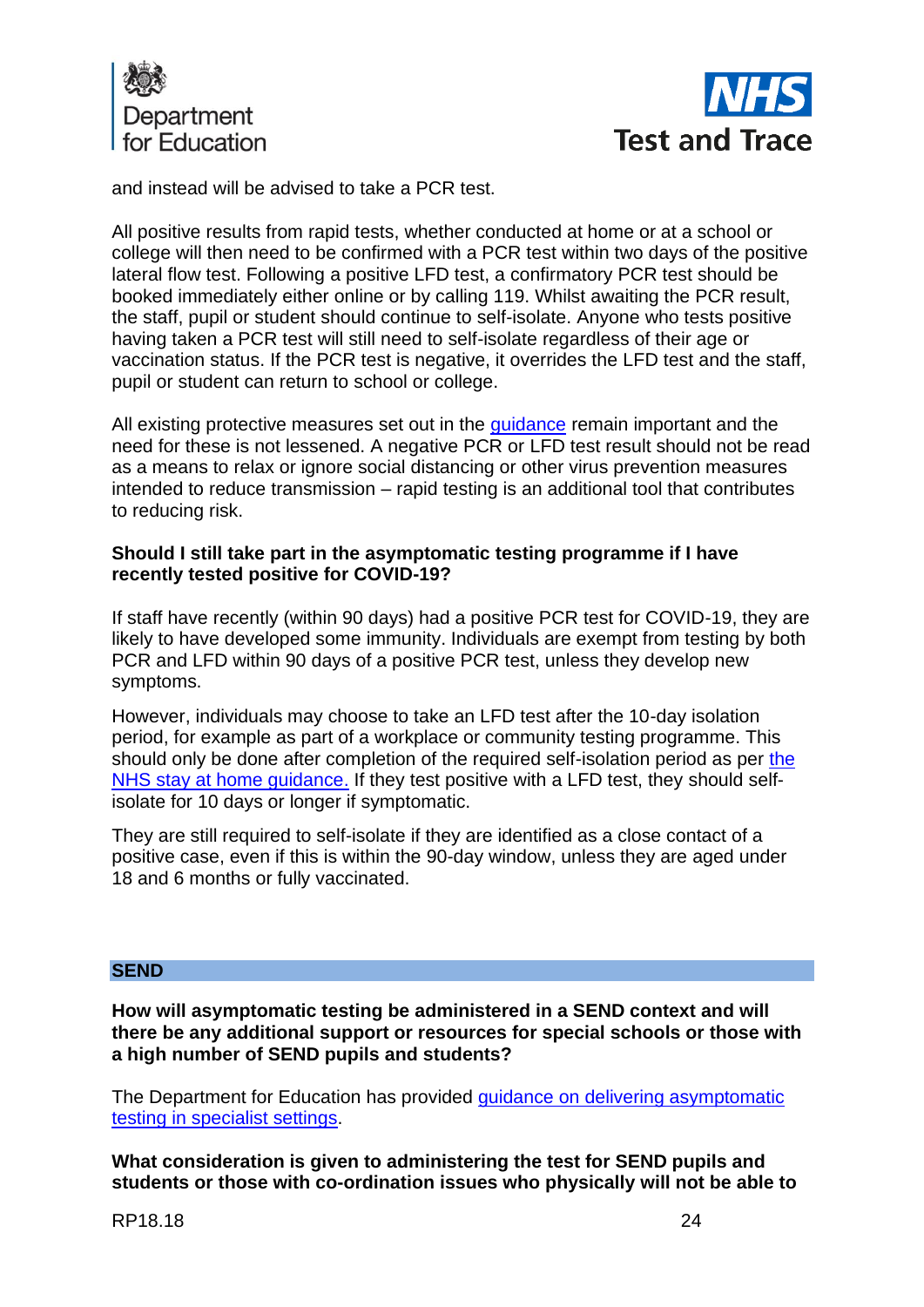and instead will be advised to take a PCR test.

All positive results from rapid tests, whether conducted at home or at a school or college will then need to be confirmed with a PCR test within two days of the positive lateral flow test. Following a positive LFD test, a confirmatory PCR test should be booked immediately either online or by calling 119. Whilst awaiting the PCR result, the staff, pupil or student should continue to self-isolate. Anyone who tests positive having taken a PCR test will still need to self-isolate regardless of their age or vaccination status. If the PCR test is negative, it overrides the LFD test and the staff, pupil or student can return to school or college.

All existing protective measures set out in the [guidance] remain important and the need for these is not lessened. A negative PCR or LFD test result should not be read as a means to relax or ignore social distancing or other virus prevention measures intended to reduce transmission – rapid testing is an additional tool that contributes to reducing risk.

**Should I still take part in the asymptomatic testing programme if I have recently tested positive for COVID-19?**

If staff have recently (within 90 days) had a positive PCR test for COVID-19, they are likely to have developed some immunity. Individuals are exempt from testing by both PCR and LFD within 90 days of a positive PCR test, unless they develop new symptoms.

However, individuals may choose to take an LFD test after the 10-day isolation period, for example as part of a workplace or community testing programme. This should only be done after completion of the required self-isolation period as per [the NHS stay at home guidance.] If they test positive with a LFD test, they should self-isolate for 10 days or longer if symptomatic.

They are still required to self-isolate if they are identified as a close contact of a positive case, even if this is within the 90-day window, unless they are aged under 18 and 6 months or fully vaccinated.

## SEND

**How will asymptomatic testing be administered in a SEND context and will there be any additional support or resources for special schools or those with a high number of SEND pupils and students?**

The Department for Education has provided [guidance on delivering asymptomatic testing in specialist settings].

**What consideration is given to administering the test for SEND pupils and students or those with co-ordination issues who physically will not be able to**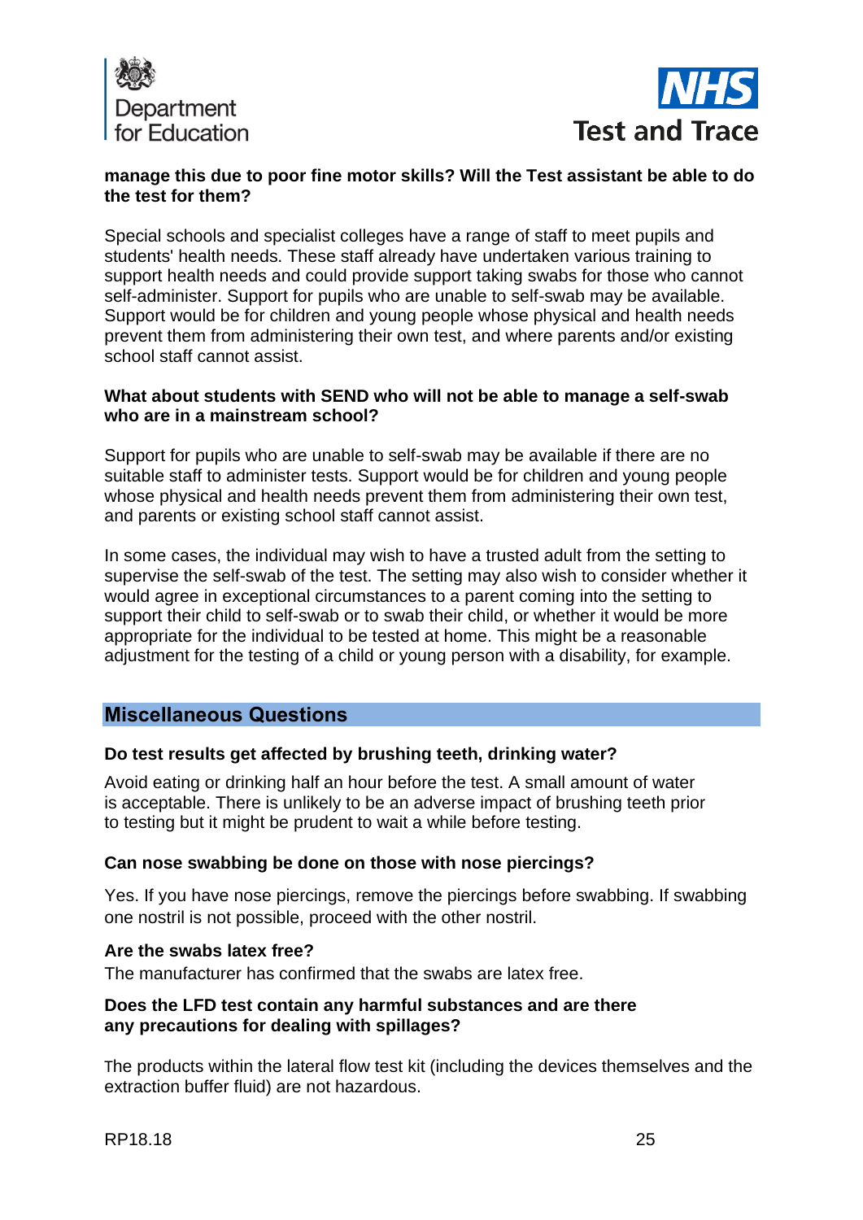**manage this due to poor fine motor skills? Will the Test assistant be able to do the test for them?**

Special schools and specialist colleges have a range of staff to meet pupils and students' health needs. These staff already have undertaken various training to support health needs and could provide support taking swabs for those who cannot self-administer. Support for pupils who are unable to self-swab may be available. Support would be for children and young people whose physical and health needs prevent them from administering their own test, and where parents and/or existing school staff cannot assist.

**What about students with SEND who will not be able to manage a self-swab who are in a mainstream school?**

Support for pupils who are unable to self-swab may be available if there are no suitable staff to administer tests. Support would be for children and young people whose physical and health needs prevent them from administering their own test, and parents or existing school staff cannot assist.

In some cases, the individual may wish to have a trusted adult from the setting to supervise the self-swab of the test. The setting may also wish to consider whether it would agree in exceptional circumstances to a parent coming into the setting to support their child to self-swab or to swab their child, or whether it would be more appropriate for the individual to be tested at home. This might be a reasonable adjustment for the testing of a child or young person with a disability, for example.

## Miscellaneous Questions

**Do test results get affected by brushing teeth, drinking water?**

Avoid eating or drinking half an hour before the test. A small amount of water is acceptable. There is unlikely to be an adverse impact of brushing teeth prior to testing but it might be prudent to wait a while before testing.

**Can nose swabbing be done on those with nose piercings?**

Yes. If you have nose piercings, remove the piercings before swabbing. If swabbing one nostril is not possible, proceed with the other nostril.

**Are the swabs latex free?**

The manufacturer has confirmed that the swabs are latex free.

**Does the LFD test contain any harmful substances and are there any precautions for dealing with spillages?**

The products within the lateral flow test kit (including the devices themselves and the extraction buffer fluid) are not hazardous.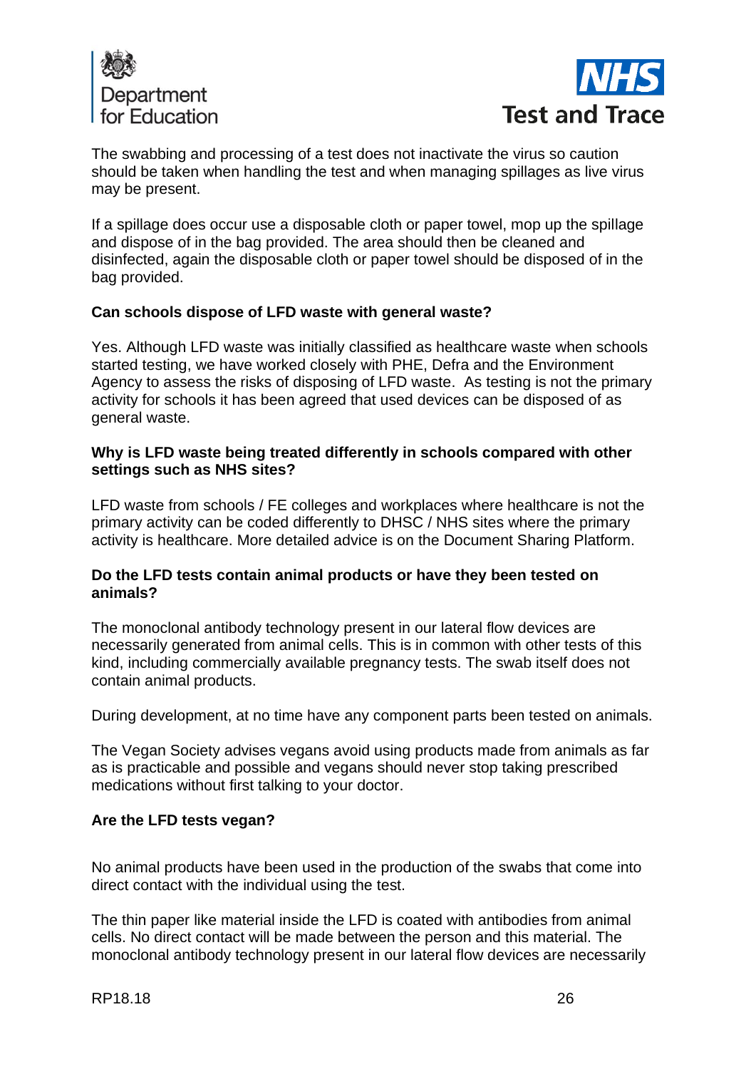The swabbing and processing of a test does not inactivate the virus so caution should be taken when handling the test and when managing spillages as live virus may be present.

If a spillage does occur use a disposable cloth or paper towel, mop up the spillage and dispose of in the bag provided. The area should then be cleaned and disinfected, again the disposable cloth or paper towel should be disposed of in the bag provided.

**Can schools dispose of LFD waste with general waste?**

Yes. Although LFD waste was initially classified as healthcare waste when schools started testing, we have worked closely with PHE, Defra and the Environment Agency to assess the risks of disposing of LFD waste.  As testing is not the primary activity for schools it has been agreed that used devices can be disposed of as general waste.

**Why is LFD waste being treated differently in schools compared with other settings such as NHS sites?**

LFD waste from schools / FE colleges and workplaces where healthcare is not the primary activity can be coded differently to DHSC / NHS sites where the primary activity is healthcare. More detailed advice is on the Document Sharing Platform.

**Do the LFD tests contain animal products or have they been tested on animals?**

The monoclonal antibody technology present in our lateral flow devices are necessarily generated from animal cells. This is in common with other tests of this kind, including commercially available pregnancy tests. The swab itself does not contain animal products.

During development, at no time have any component parts been tested on animals.

The Vegan Society advises vegans avoid using products made from animals as far as is practicable and possible and vegans should never stop taking prescribed medications without first talking to your doctor.

**Are the LFD tests vegan?**

No animal products have been used in the production of the swabs that come into direct contact with the individual using the test.

The thin paper like material inside the LFD is coated with antibodies from animal cells. No direct contact will be made between the person and this material. The monoclonal antibody technology present in our lateral flow devices are necessarily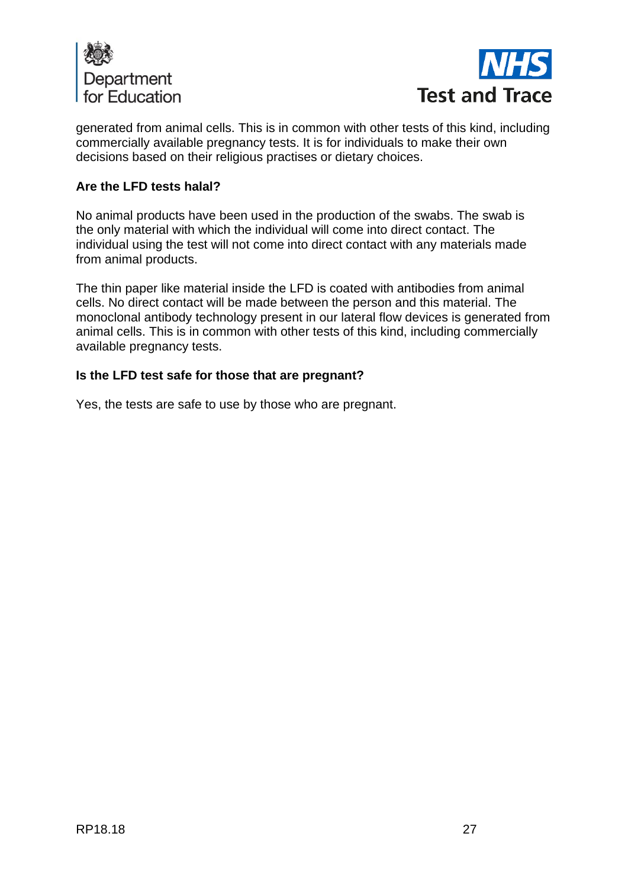generated from animal cells. This is in common with other tests of this kind, including commercially available pregnancy tests. It is for individuals to make their own decisions based on their religious practises or dietary choices.

**Are the LFD tests halal?**

No animal products have been used in the production of the swabs. The swab is the only material with which the individual will come into direct contact. The individual using the test will not come into direct contact with any materials made from animal products.

The thin paper like material inside the LFD is coated with antibodies from animal cells. No direct contact will be made between the person and this material. The monoclonal antibody technology present in our lateral flow devices is generated from animal cells. This is in common with other tests of this kind, including commercially available pregnancy tests.

**Is the LFD test safe for those that are pregnant?**

Yes, the tests are safe to use by those who are pregnant.